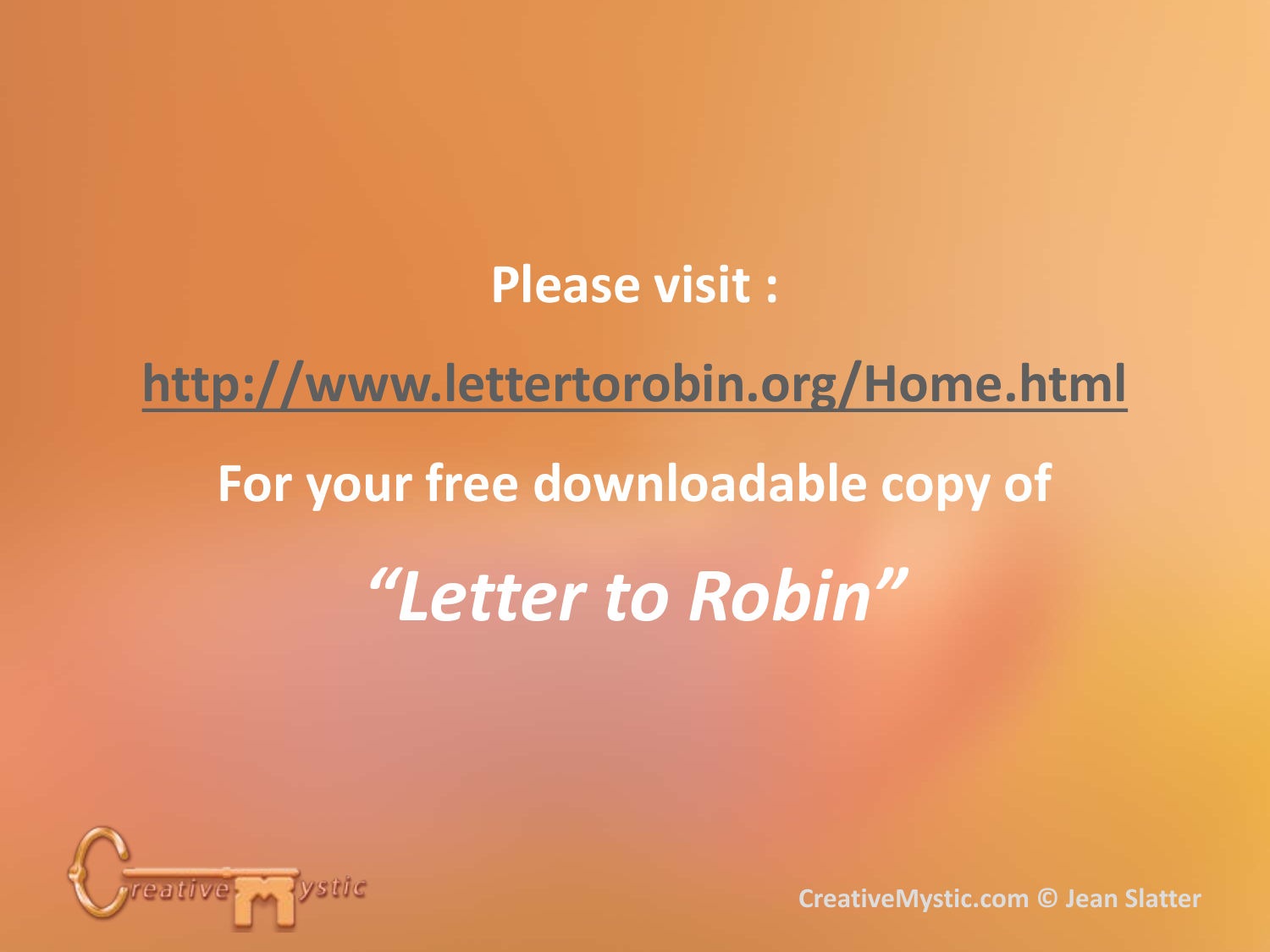**Please visit :**

**http://www.lettertorobin.org/Home.html**

**For your free downloadable copy of**

***"Letter to Robin"***

CreativeMystic.com © Jean Slatter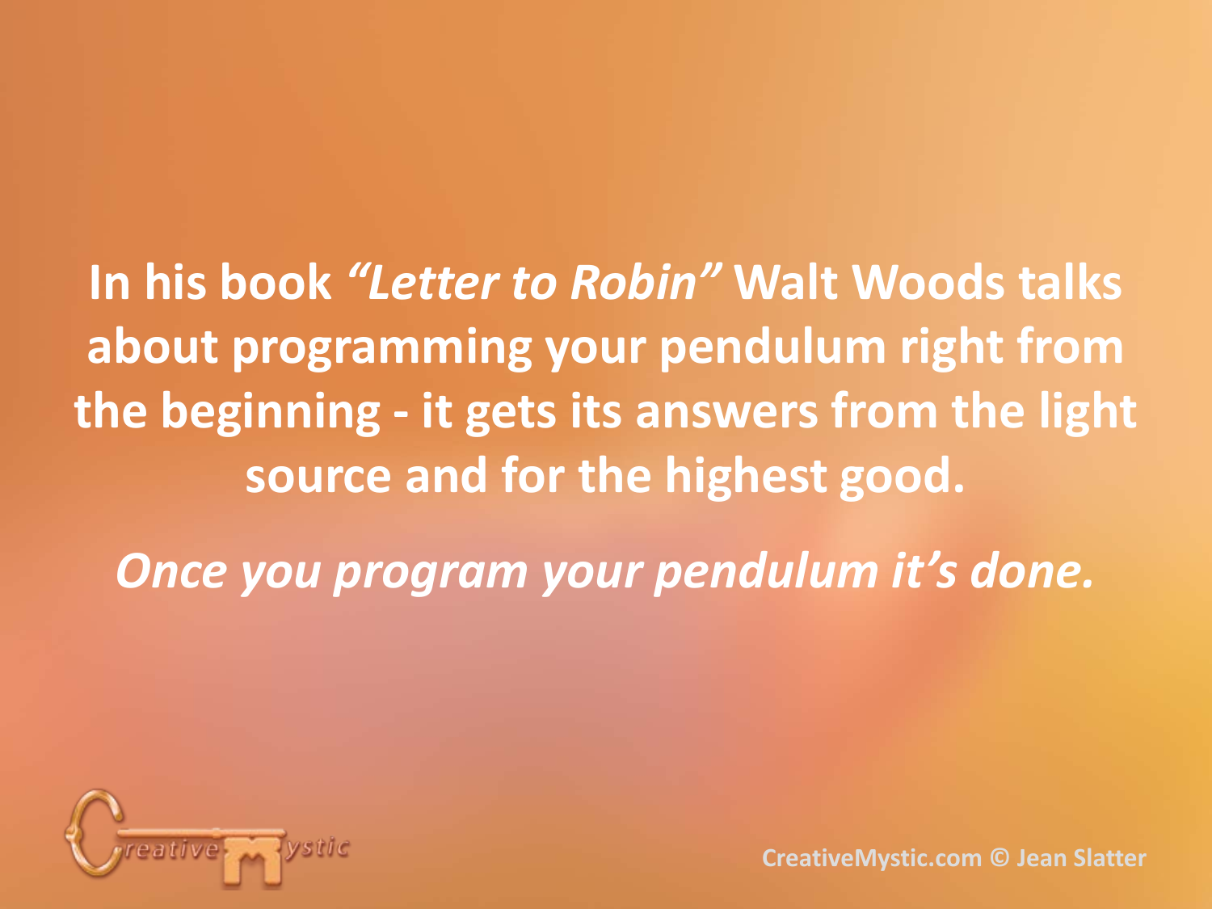**In his book *"Letter to Robin"* Walt Woods talks about programming your pendulum right from the beginning - it gets its answers from the light source and for the highest good.**

***Once you program your pendulum it's done.***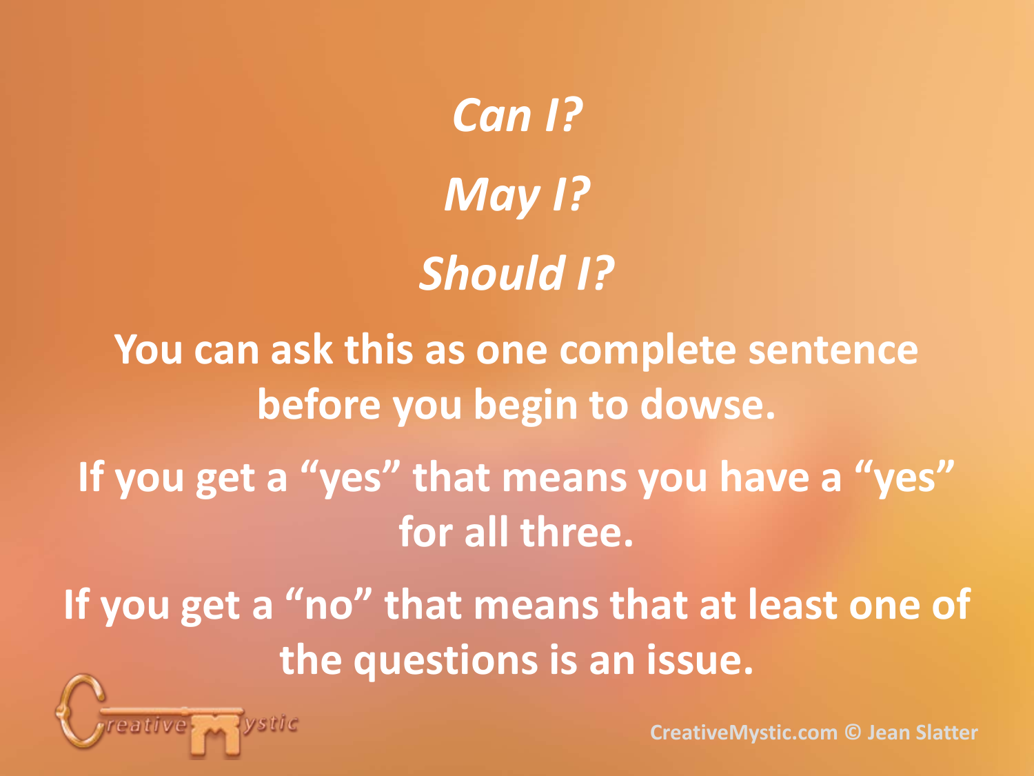*Can I?*

*May I?*

*Should I?*

**You can ask this as one complete sentence before you begin to dowse.**

**If you get a "yes" that means you have a "yes" for all three.**

**If you get a "no" that means that at least one of the questions is an issue.**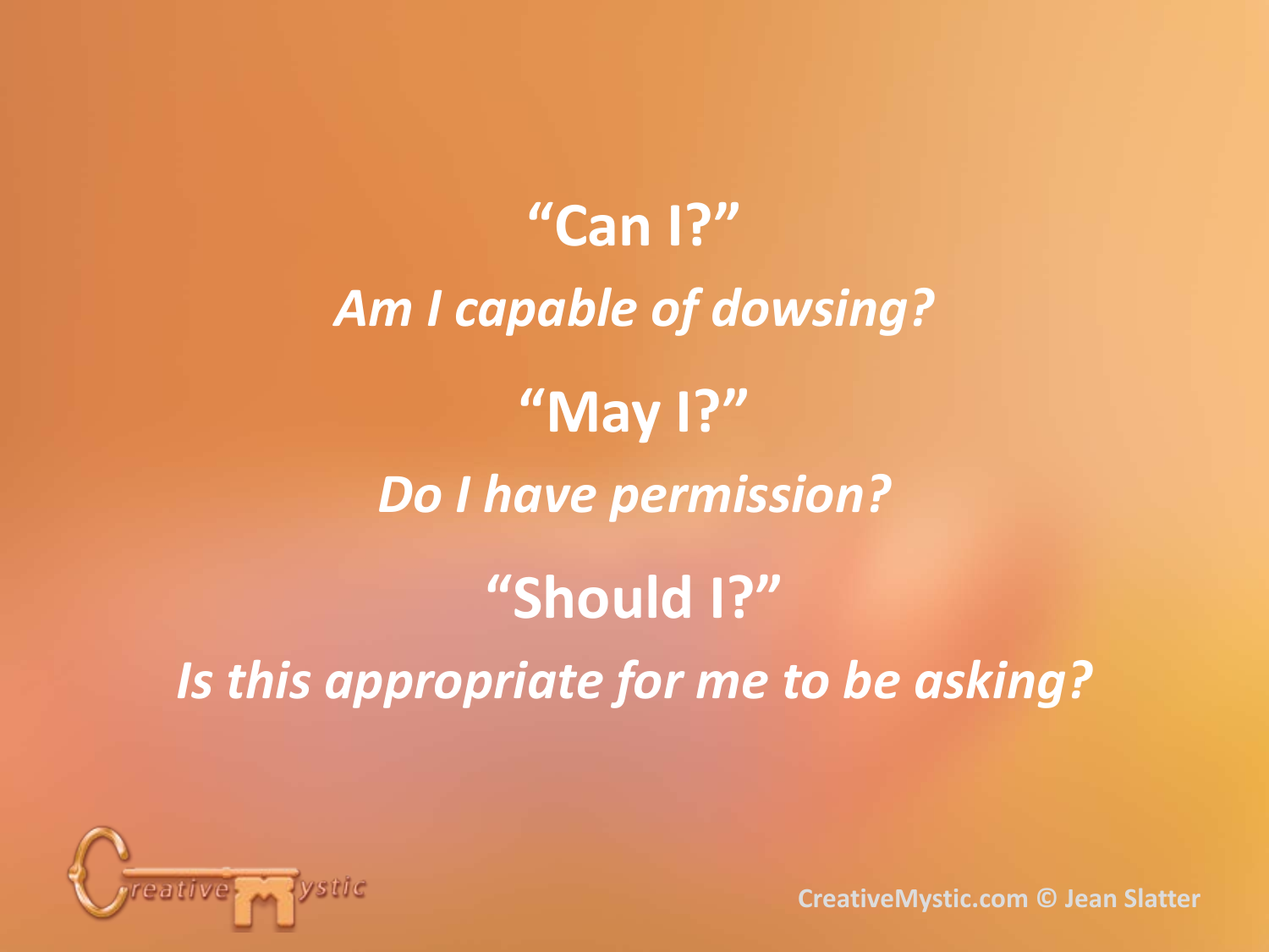**"Can I?"**

***Am I capable of dowsing?***

**"May I?"**

***Do I have permission?***

**"Should I?"**

***Is this appropriate for me to be asking?***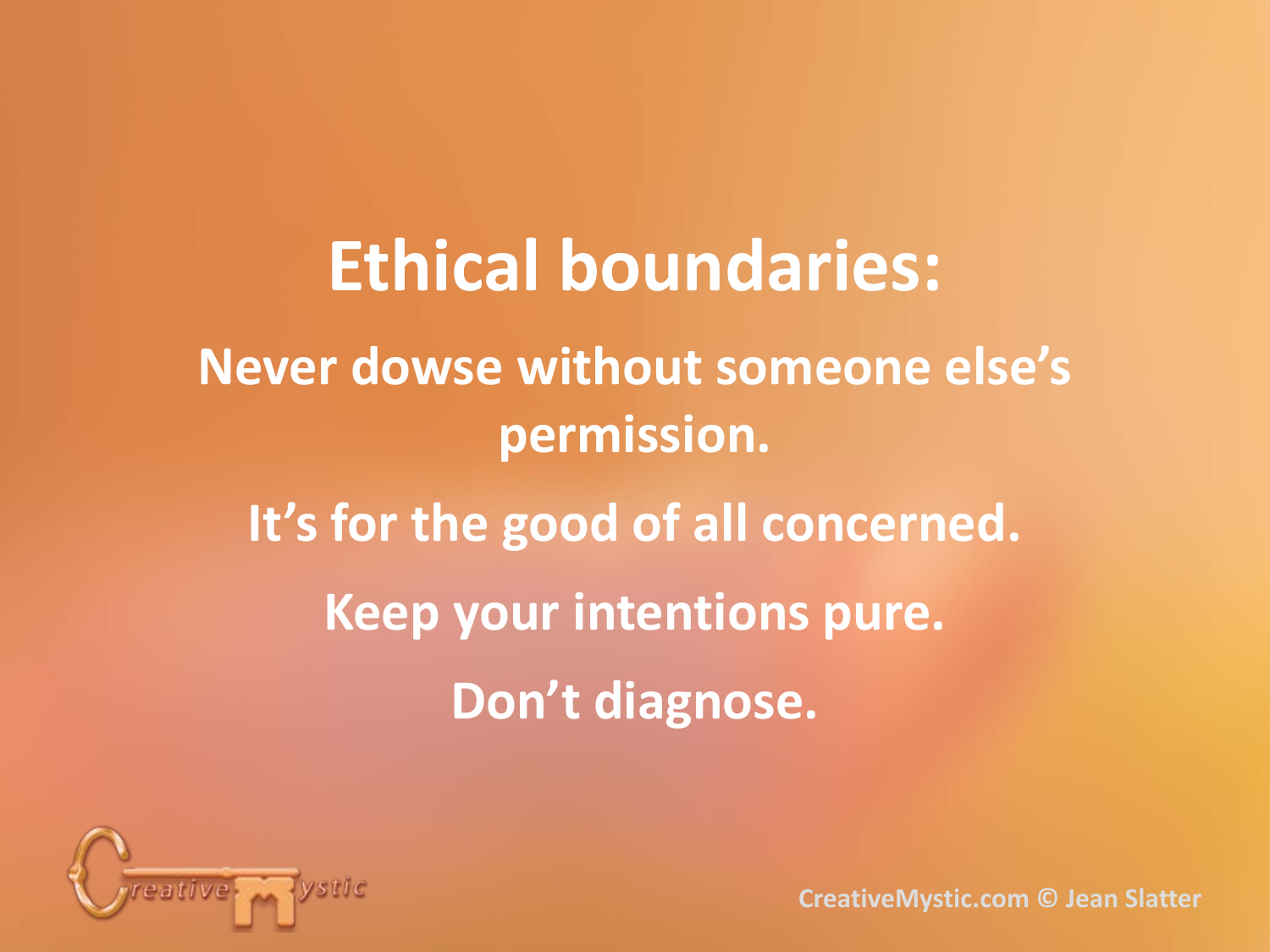# Ethical boundaries:

**Never dowse without someone else's permission.**

**It's for the good of all concerned.**

**Keep your intentions pure.**

**Don't diagnose.**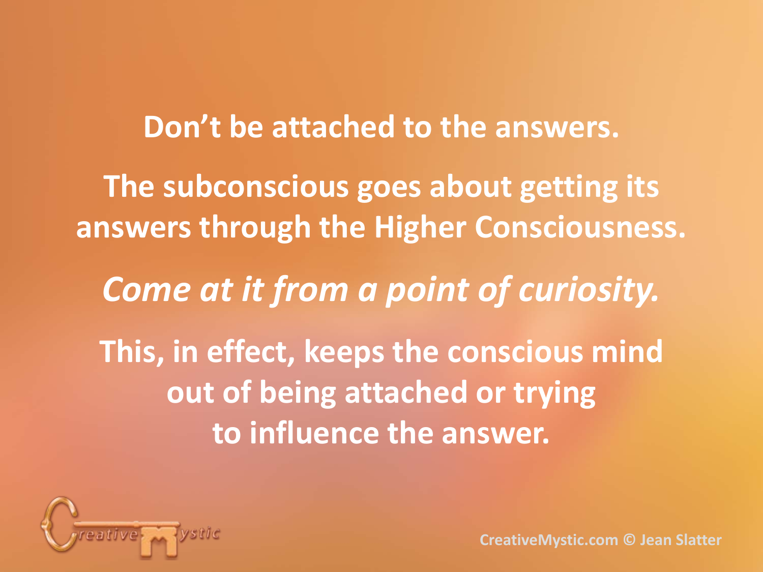**Don't be attached to the answers.**

**The subconscious goes about getting its answers through the Higher Consciousness.**

***Come at it from a point of curiosity.***

**This, in effect, keeps the conscious mind out of being attached or trying to influence the answer.**

CreativeMystic.com © Jean Slatter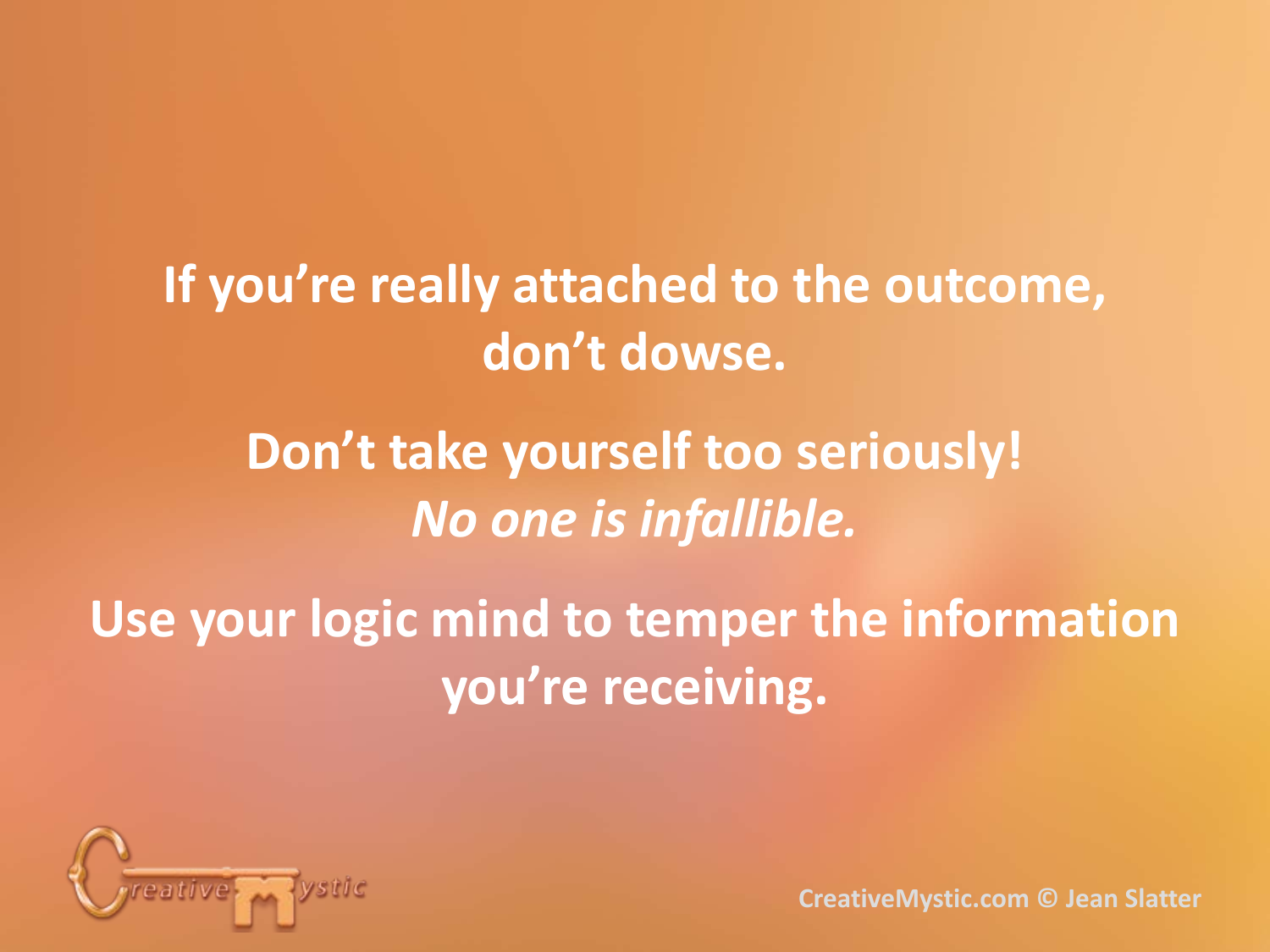**If you're really attached to the outcome, don't dowse.**

**Don't take yourself too seriously!**
***No one is infallible.***

**Use your logic mind to temper the information you're receiving.**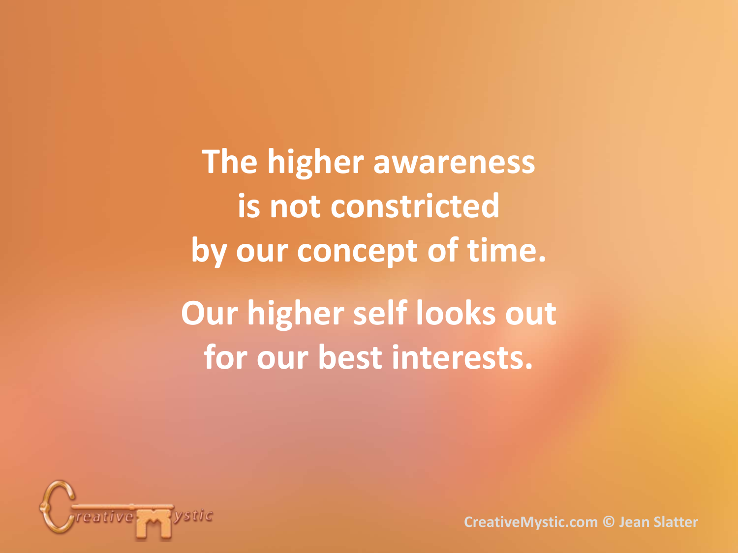The higher awareness is not constricted by our concept of time.

Our higher self looks out for our best interests.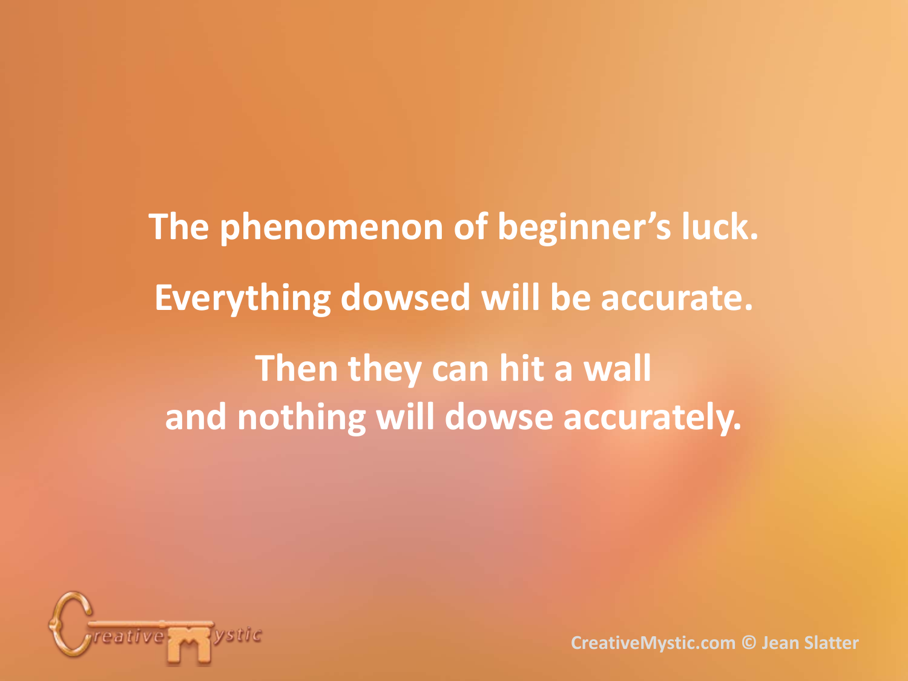The phenomenon of beginner's luck.

Everything dowsed will be accurate.

Then they can hit a wall
and nothing will dowse accurately.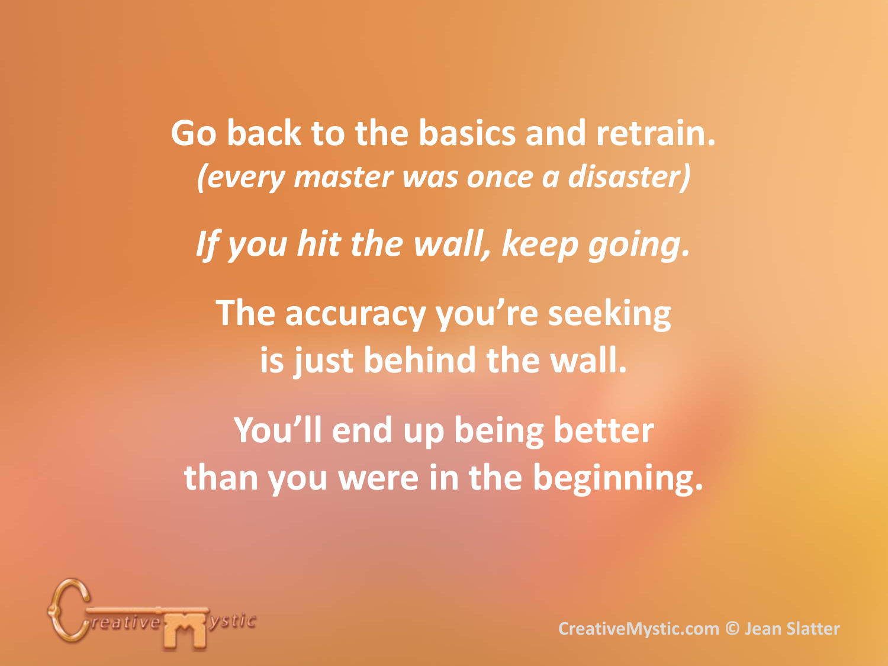**Go back to the basics and retrain.**
***(every master was once a disaster)***

***If you hit the wall, keep going.***

**The accuracy you're seeking**
**is just behind the wall.**

**You'll end up being better**
**than you were in the beginning.**

CreativeMystic.com © Jean Slatter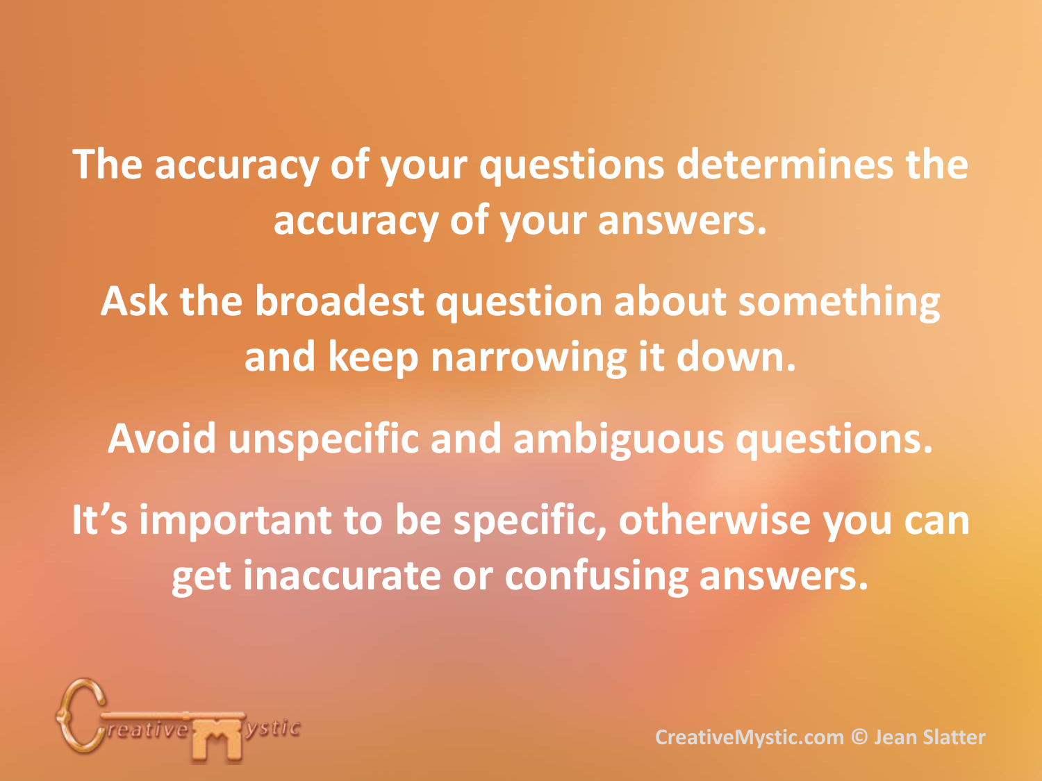The accuracy of your questions determines the accuracy of your answers.

Ask the broadest question about something and keep narrowing it down.

Avoid unspecific and ambiguous questions.

It's important to be specific, otherwise you can get inaccurate or confusing answers.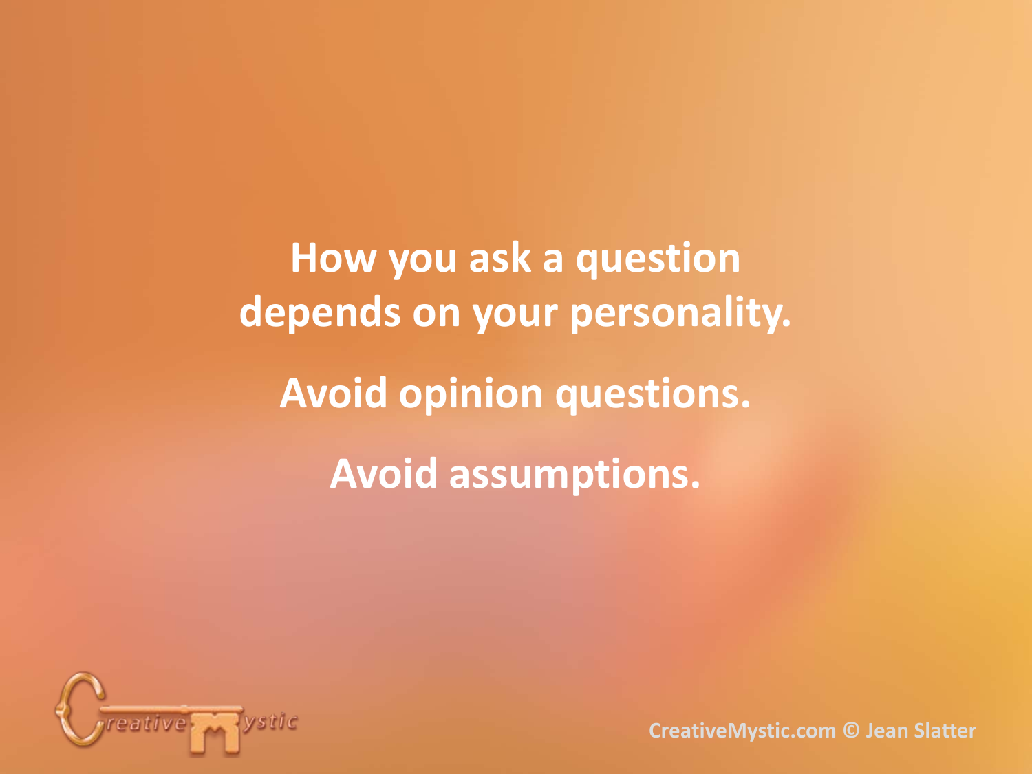How you ask a question depends on your personality.

Avoid opinion questions.

Avoid assumptions.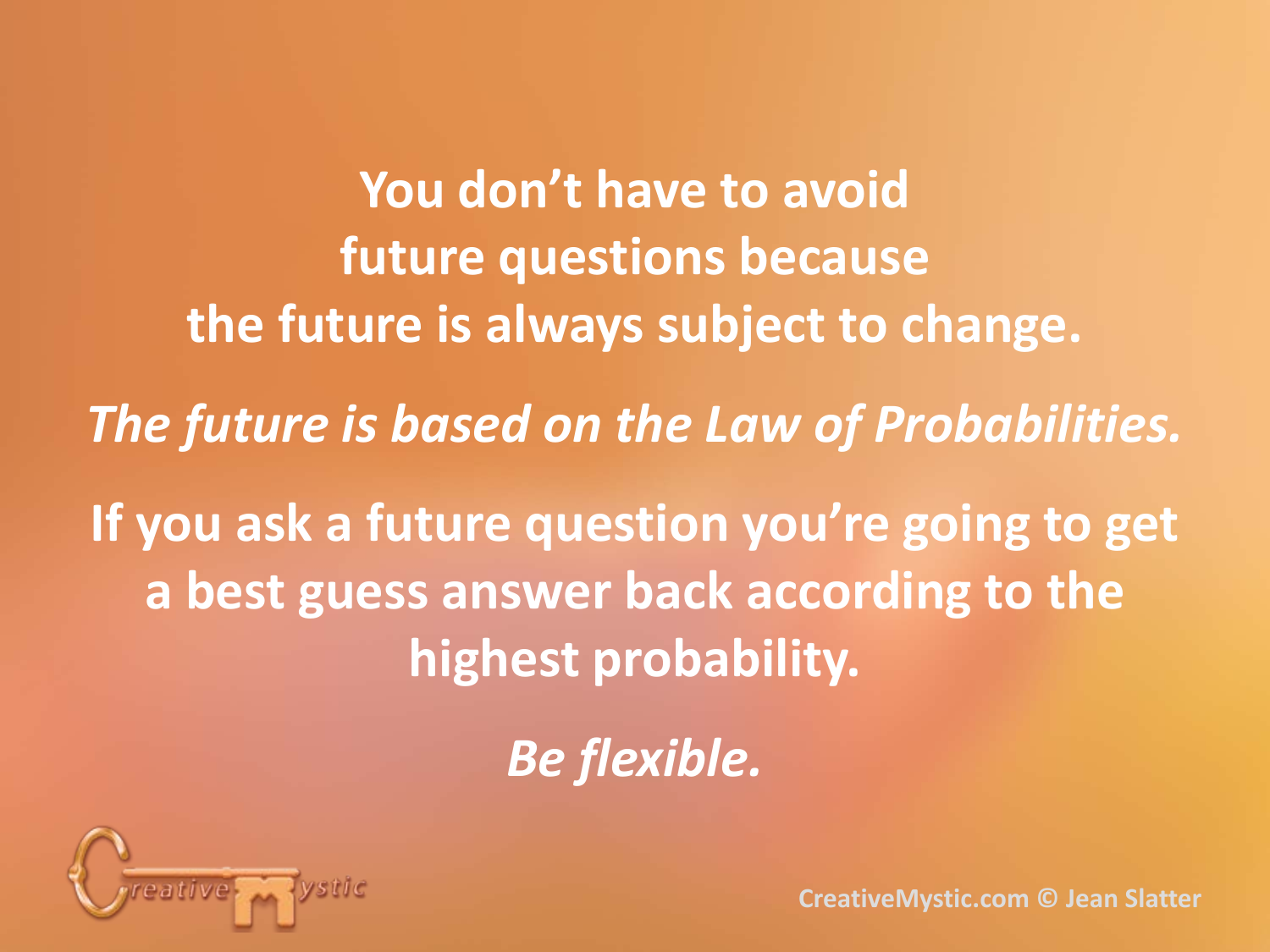**You don't have to avoid future questions because the future is always subject to change.**

***The future is based on the Law of Probabilities.***

**If you ask a future question you're going to get a best guess answer back according to the highest probability.**

***Be flexible.***

CreativeMystic.com © Jean Slatter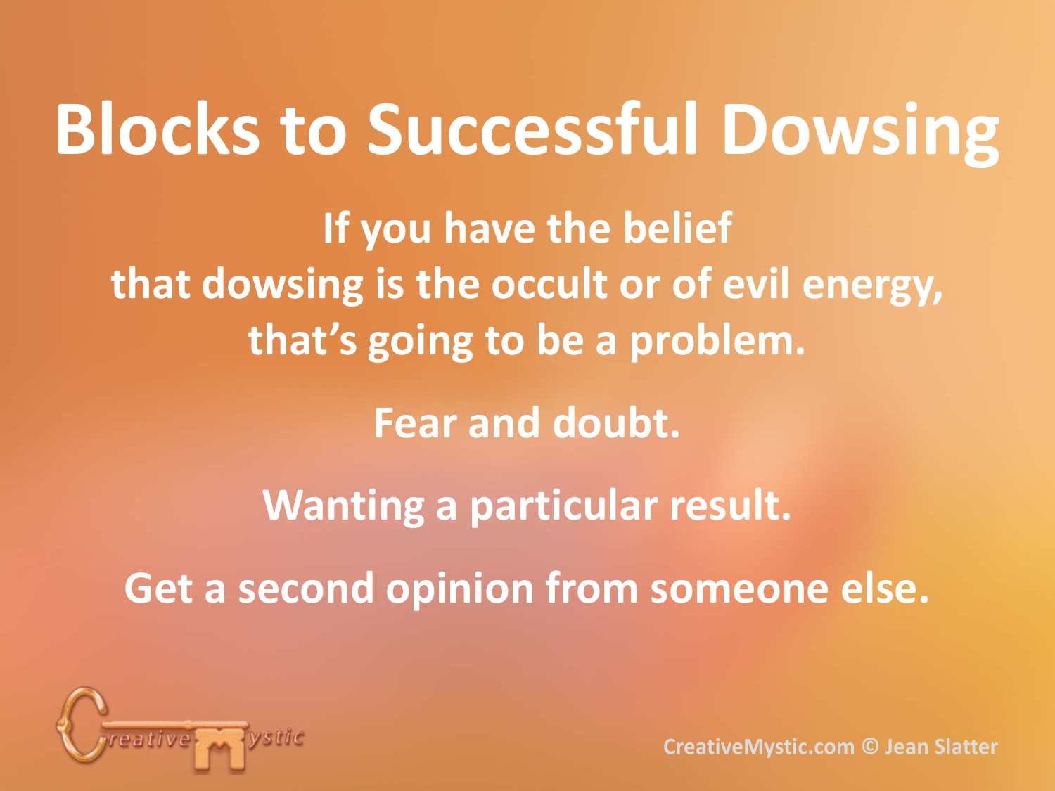# Blocks to Successful Dowsing

**If you have the belief that dowsing is the occult or of evil energy, that's going to be a problem.**

**Fear and doubt.**

**Wanting a particular result.**

**Get a second opinion from someone else.**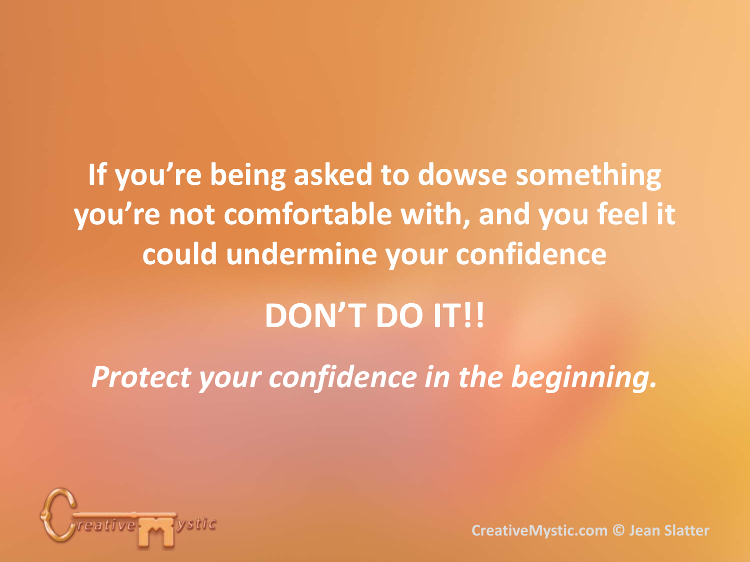**If you're being asked to dowse something you're not comfortable with, and you feel it could undermine your confidence**

**DON'T DO IT!!**

***Protect your confidence in the beginning.***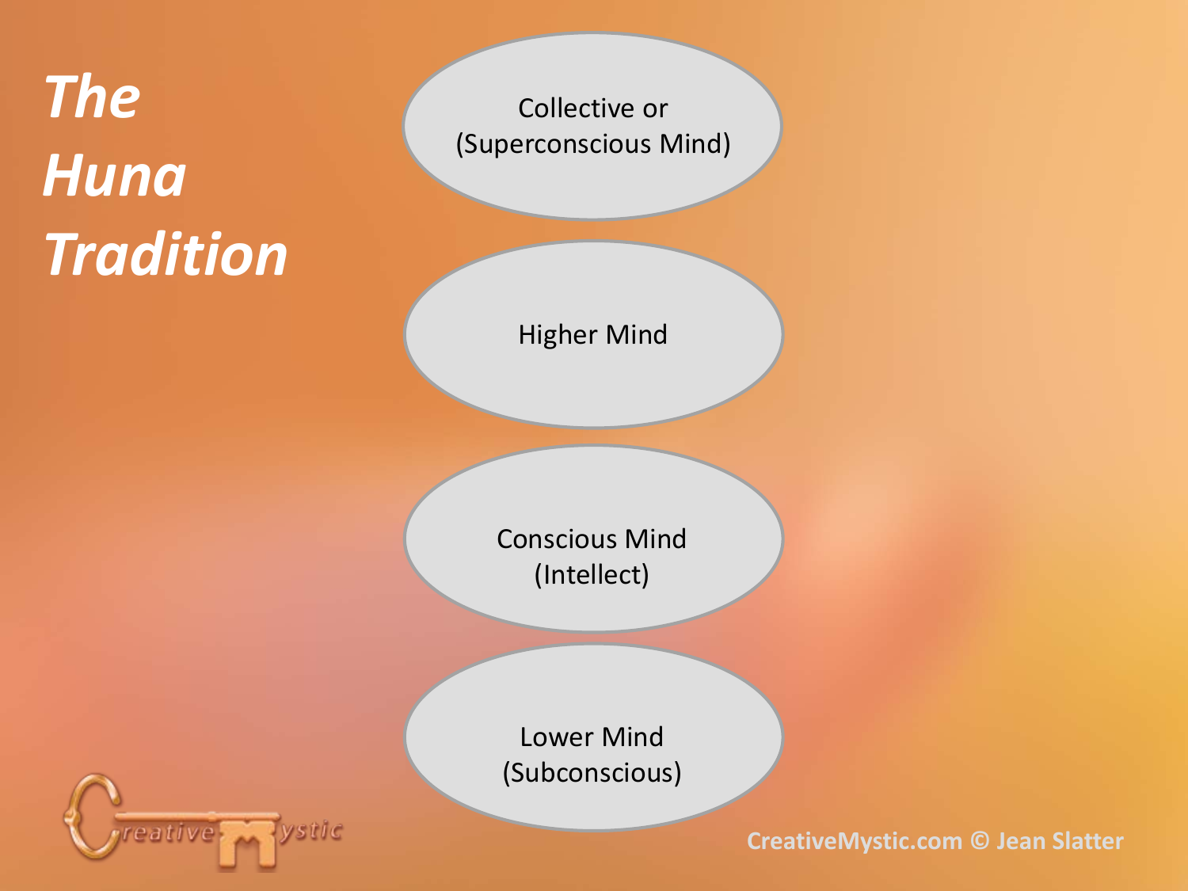# *The Huna Tradition*

Collective or (Superconscious Mind)

Higher Mind

Conscious Mind (Intellect)

Lower Mind (Subconscious)

CreativeMystic.com © Jean Slatter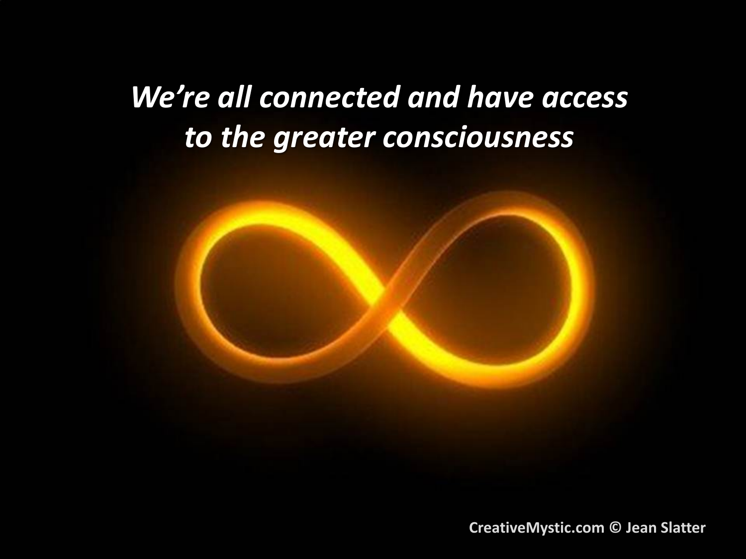*We're all connected and have access to the greater consciousness*

CreativeMystic.com © Jean Slatter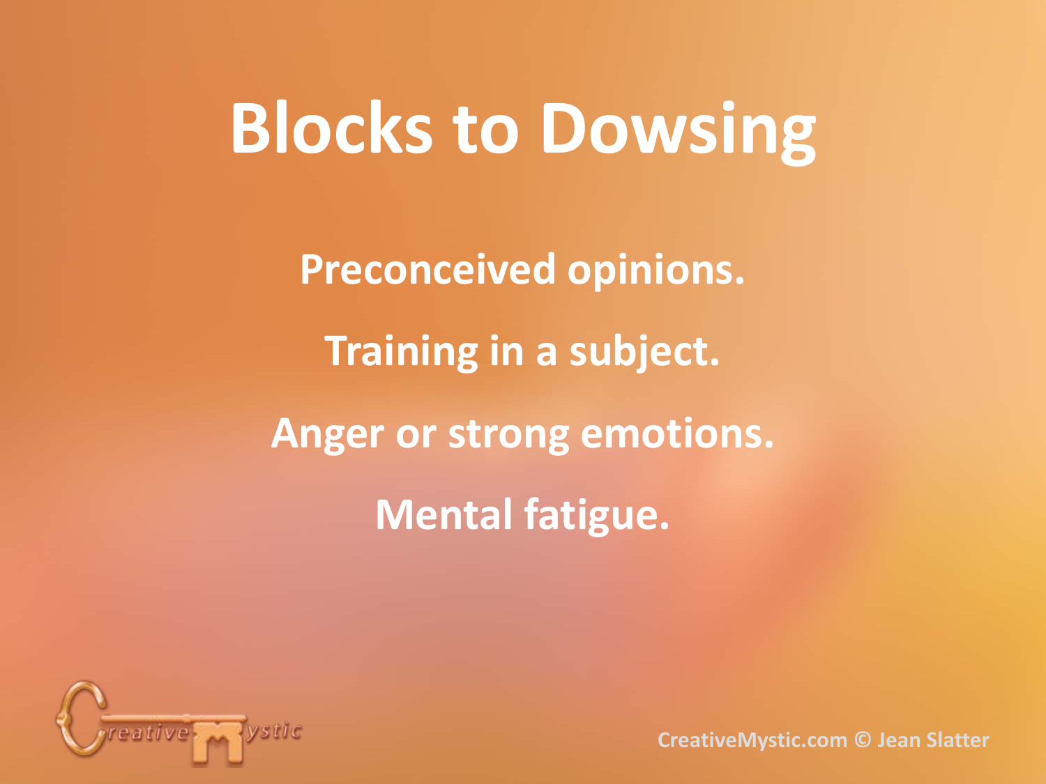# Blocks to Dowsing

**Preconceived opinions.**

**Training in a subject.**

**Anger or strong emotions.**

**Mental fatigue.**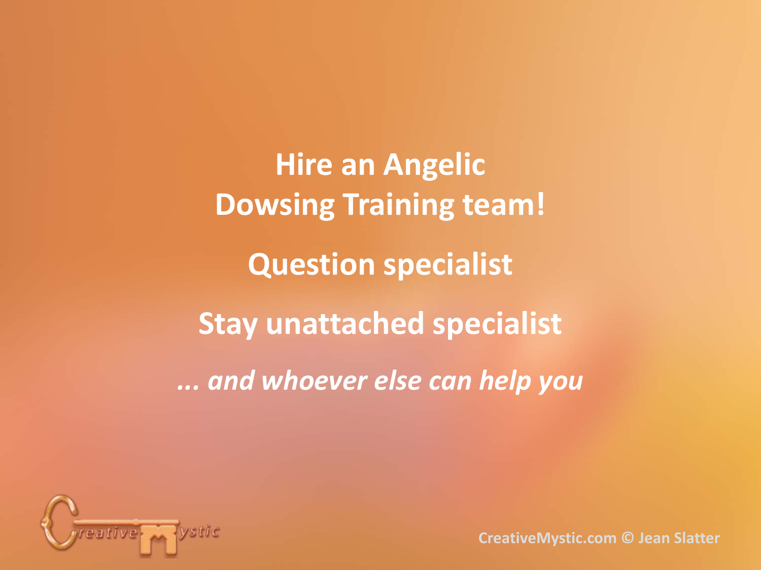**Hire an Angelic Dowsing Training team!**

**Question specialist**

**Stay unattached specialist**

***... and whoever else can help you***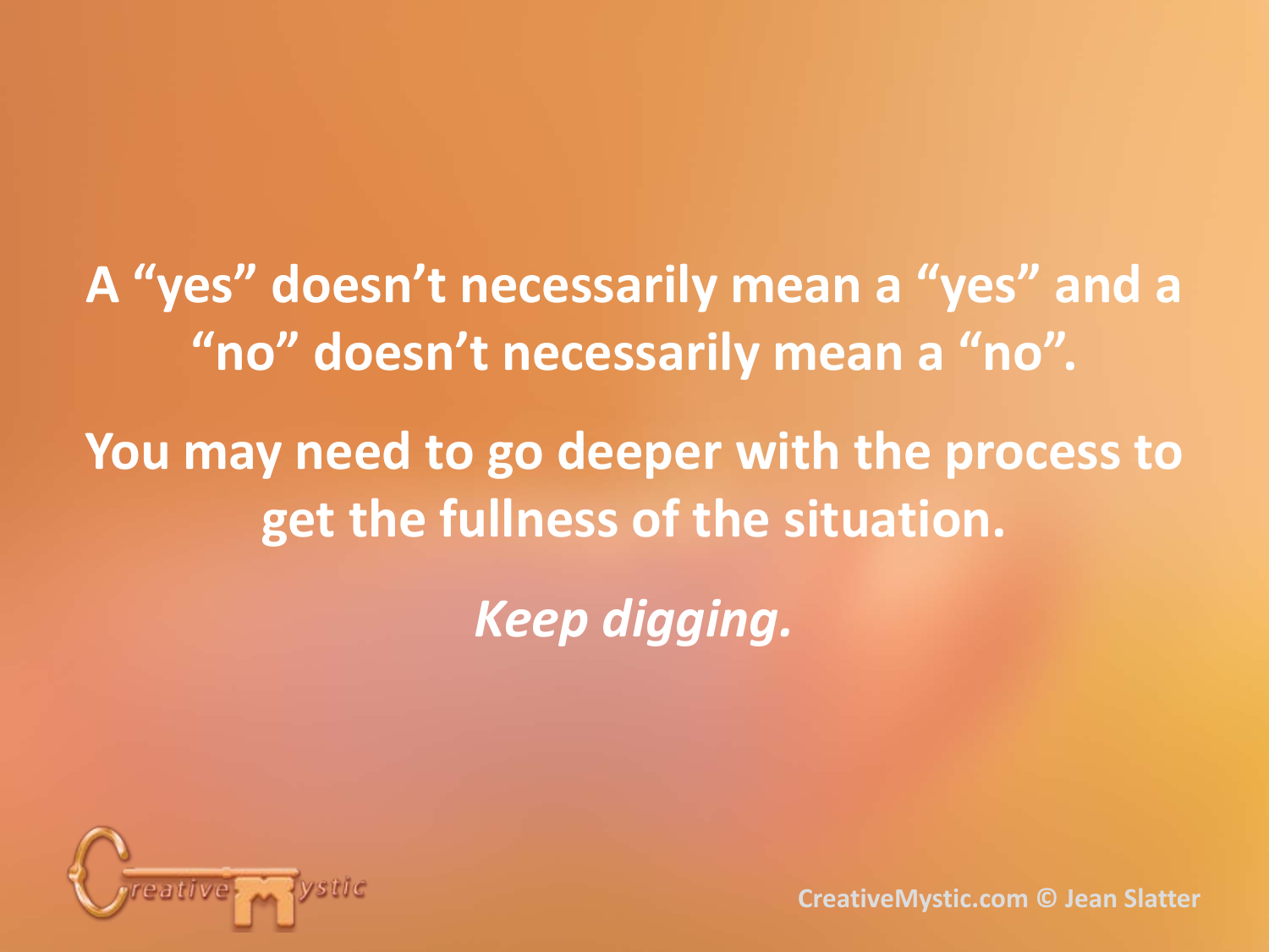A "yes" doesn't necessarily mean a "yes" and a "no" doesn't necessarily mean a "no".

You may need to go deeper with the process to get the fullness of the situation.

*Keep digging.*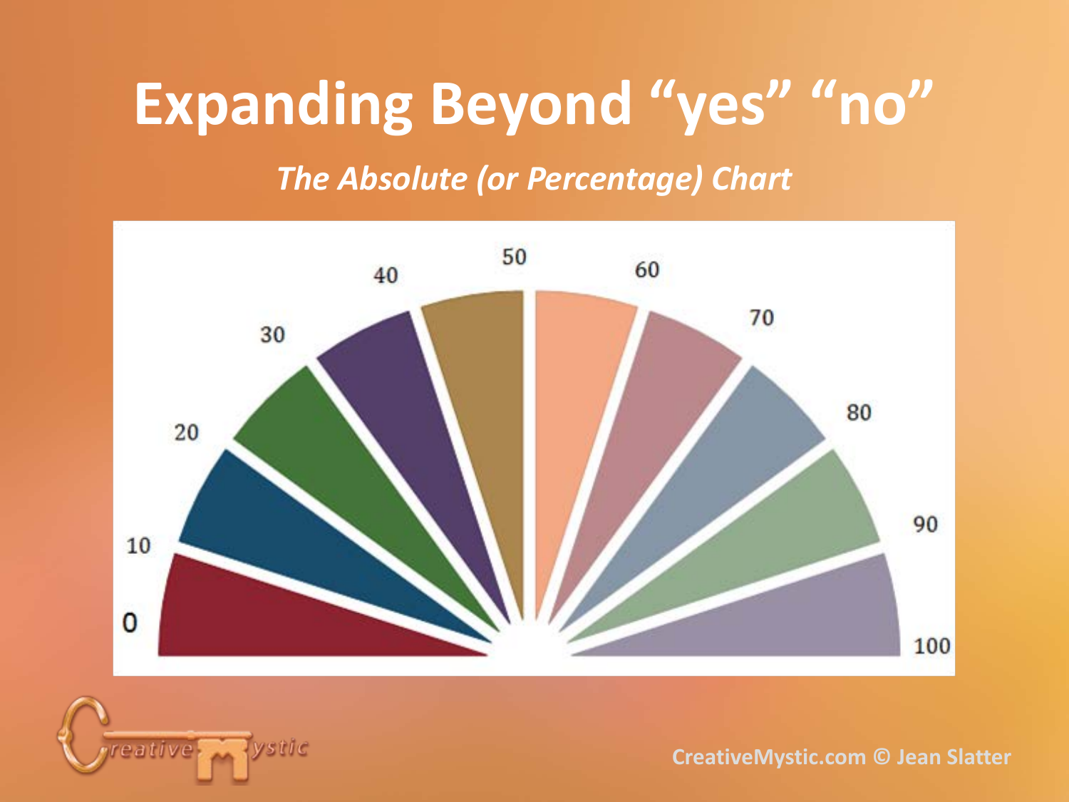# Expanding Beyond "yes" "no"

*The Absolute (or Percentage) Chart*

0 10 20 30 40 50 60 70 80 90 100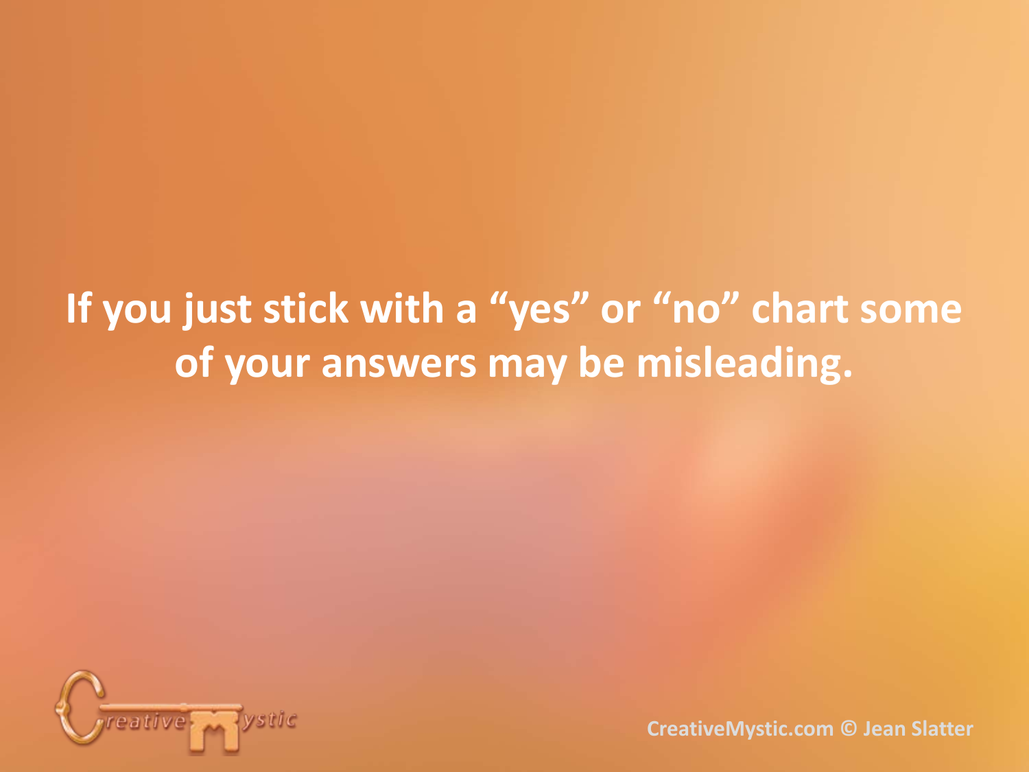**If you just stick with a “yes” or “no” chart some of your answers may be misleading.**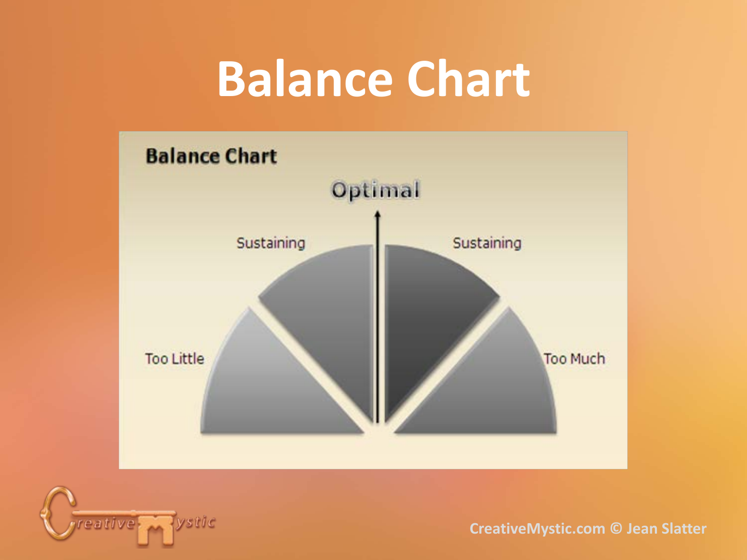# Balance Chart

**Balance Chart**

Optimal

Sustaining

Sustaining

Too Little

Too Much

CreativeMystic.com © Jean Slatter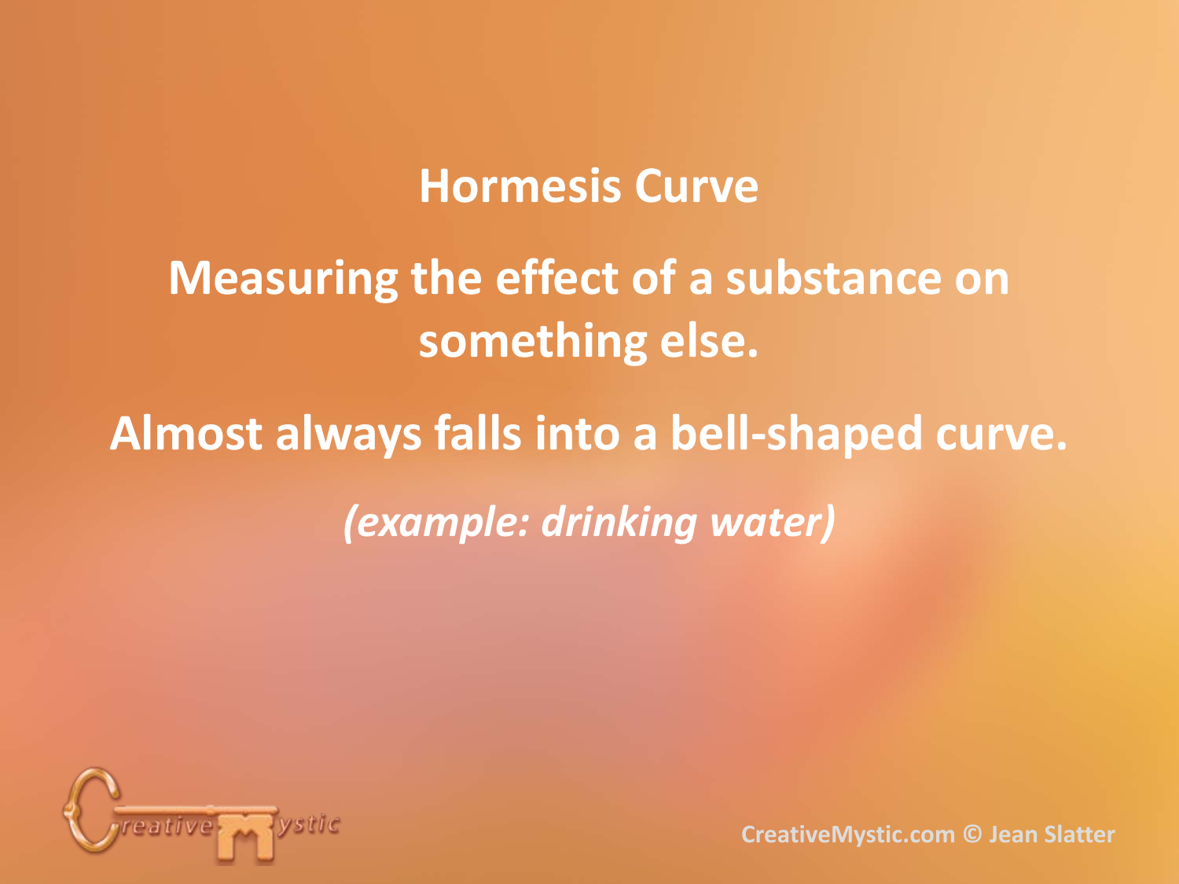# Hormesis Curve

**Measuring the effect of a substance on something else.**

**Almost always falls into a bell-shaped curve.**

***(example: drinking water)***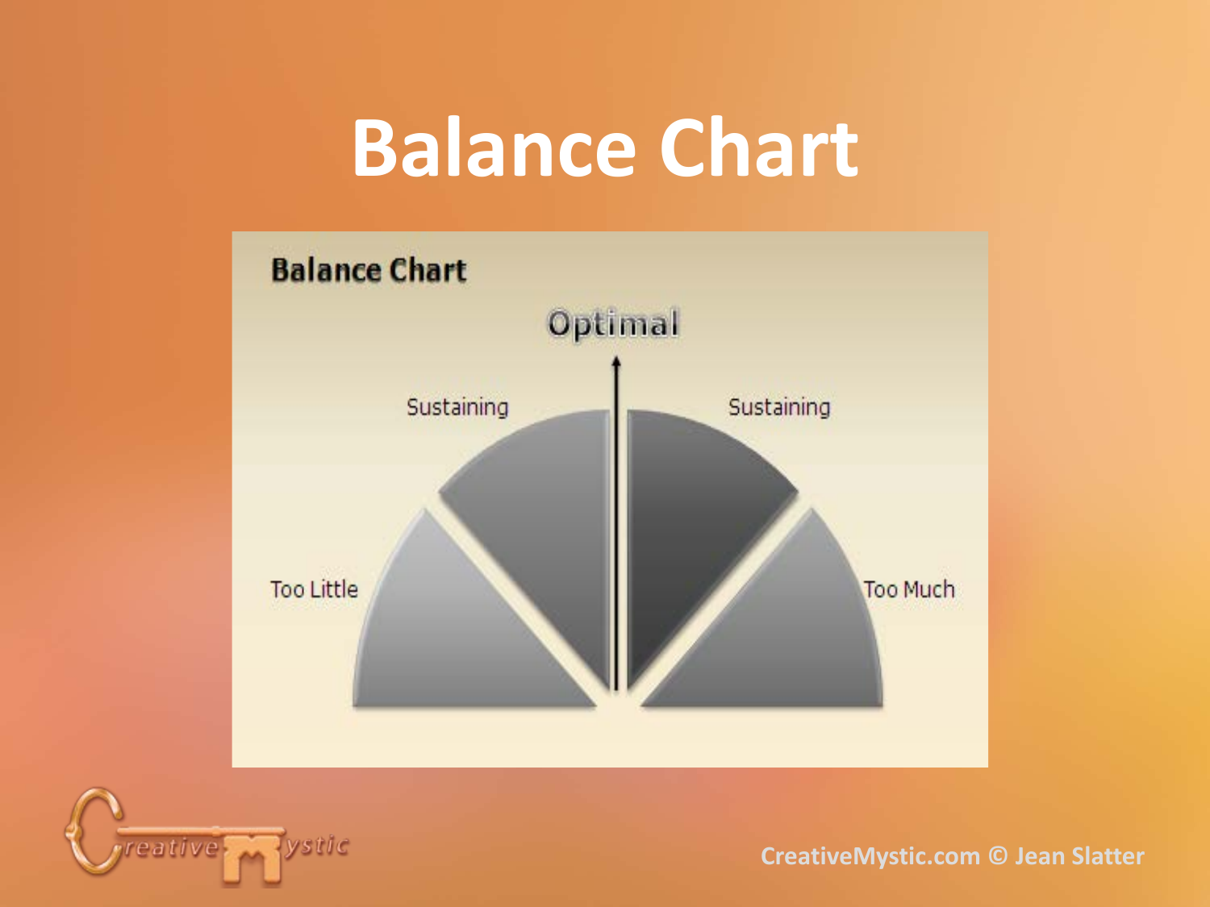# Balance Chart

**Balance Chart**

Optimal

Sustaining

Sustaining

Too Little

Too Much

CreativeMystic.com © Jean Slatter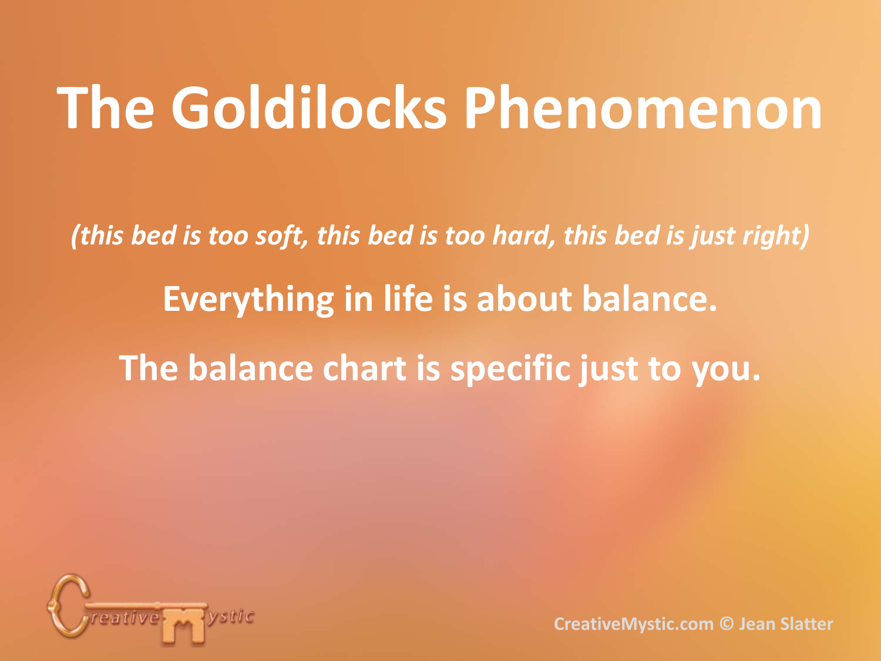# The Goldilocks Phenomenon

*(this bed is too soft, this bed is too hard, this bed is just right)*

**Everything in life is about balance.**

**The balance chart is specific just to you.**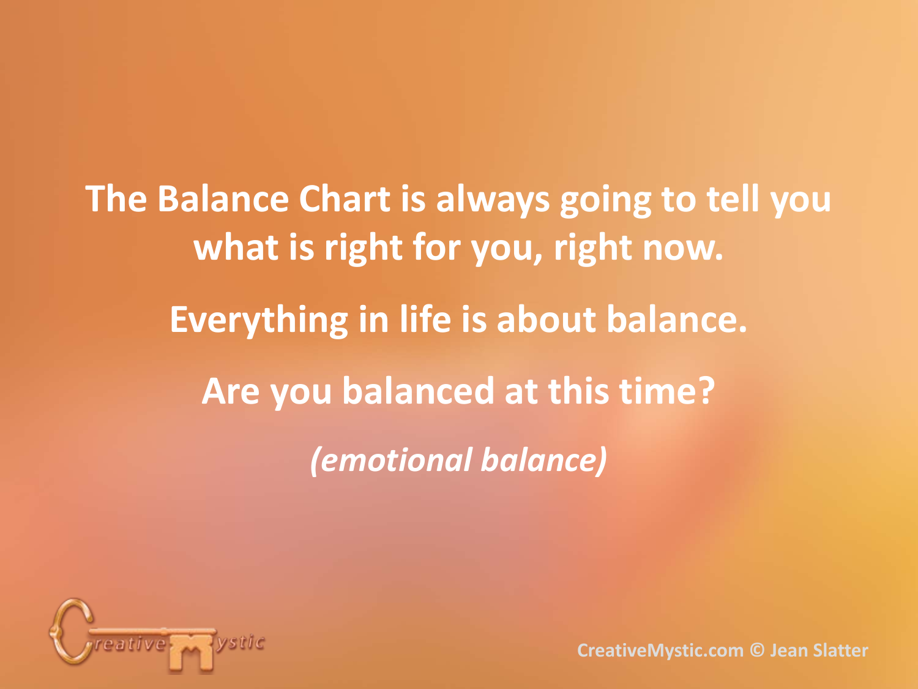**The Balance Chart is always going to tell you what is right for you, right now.**

**Everything in life is about balance.**

**Are you balanced at this time?**

***(emotional balance)***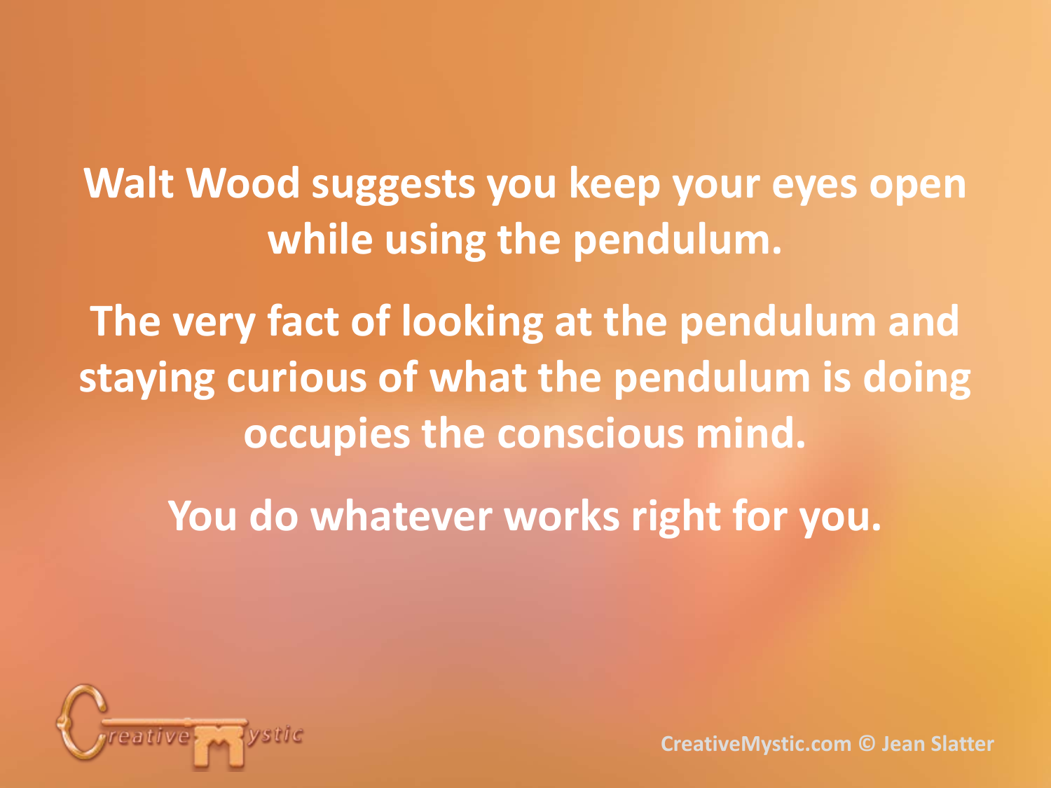Walt Wood suggests you keep your eyes open while using the pendulum.

The very fact of looking at the pendulum and staying curious of what the pendulum is doing occupies the conscious mind.

You do whatever works right for you.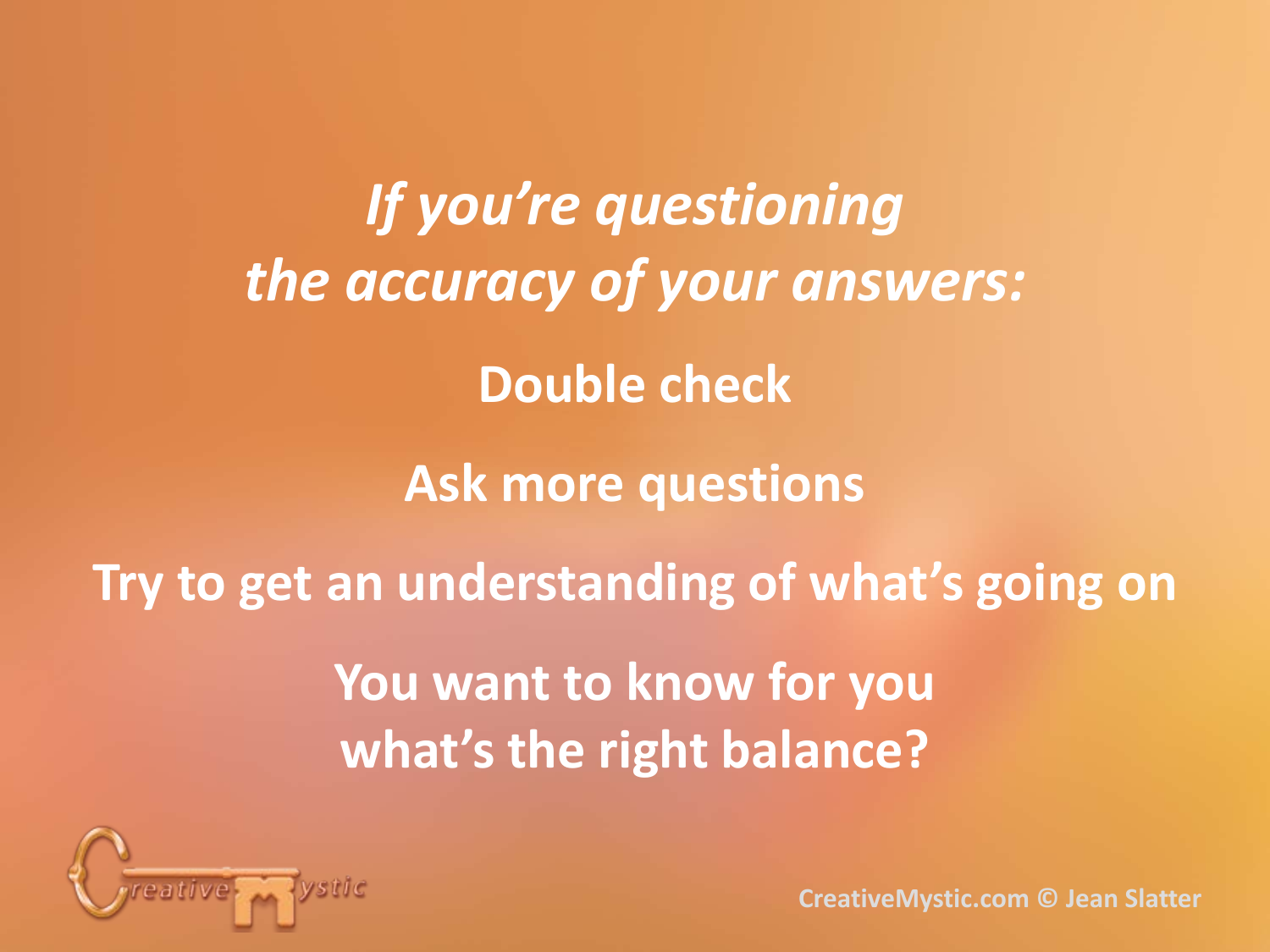***If you're questioning the accuracy of your answers:***

**Double check**

**Ask more questions**

**Try to get an understanding of what's going on**

**You want to know for you what's the right balance?**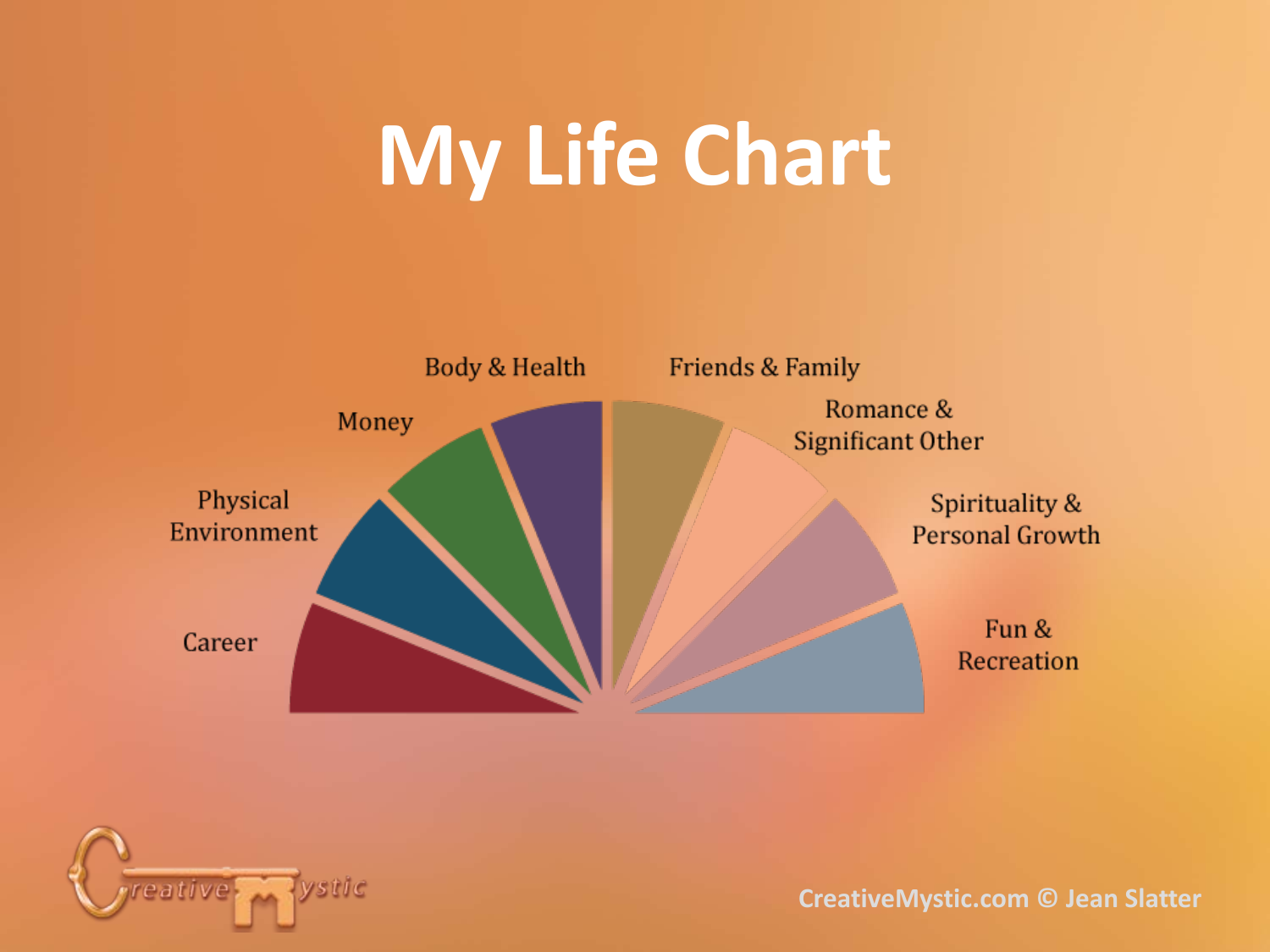# My Life Chart

- Career
- Physical Environment
- Money
- Body & Health
- Friends & Family
- Romance & Significant Other
- Spirituality & Personal Growth
- Fun & Recreation

CreativeMystic.com © Jean Slatter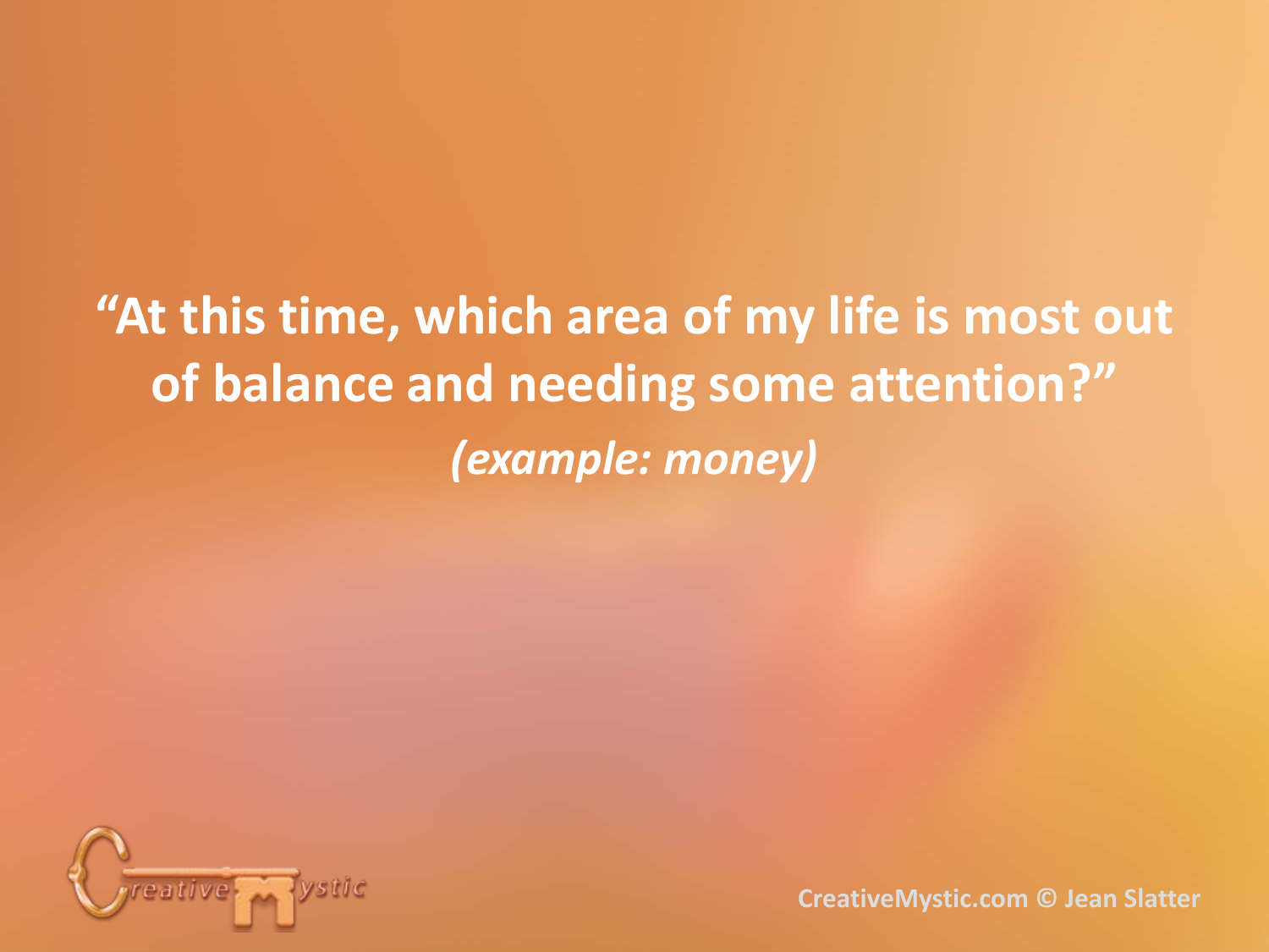**"At this time, which area of my life is most out of balance and needing some attention?"**

***(example: money)***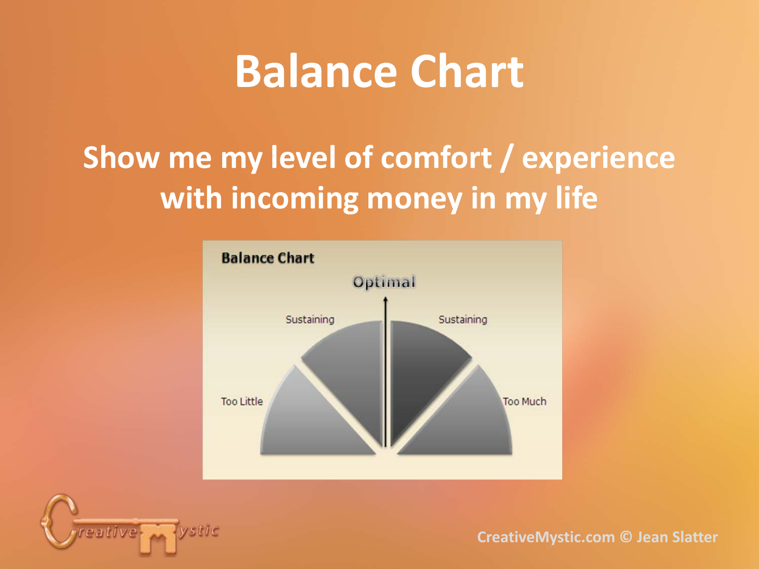# Balance Chart

## Show me my level of comfort / experience with incoming money in my life

Balance Chart

Optimal

Sustaining

Sustaining

Too Little

Too Much

CreativeMystic.com © Jean Slatter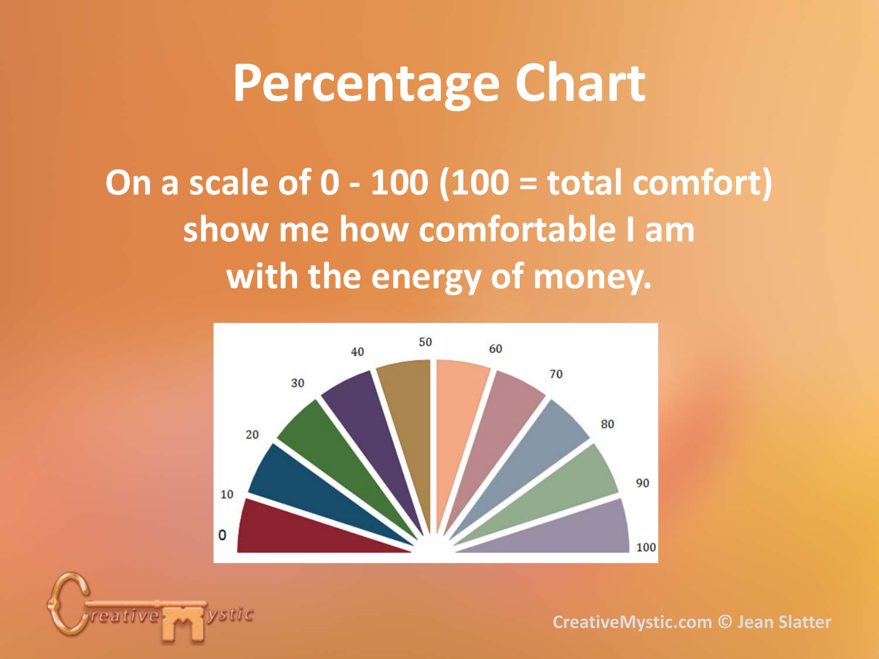# Percentage Chart

**On a scale of 0 - 100 (100 = total comfort) show me how comfortable I am with the energy of money.**

0 10 20 30 40 50 60 70 80 90 100

CreativeMystic.com © Jean Slatter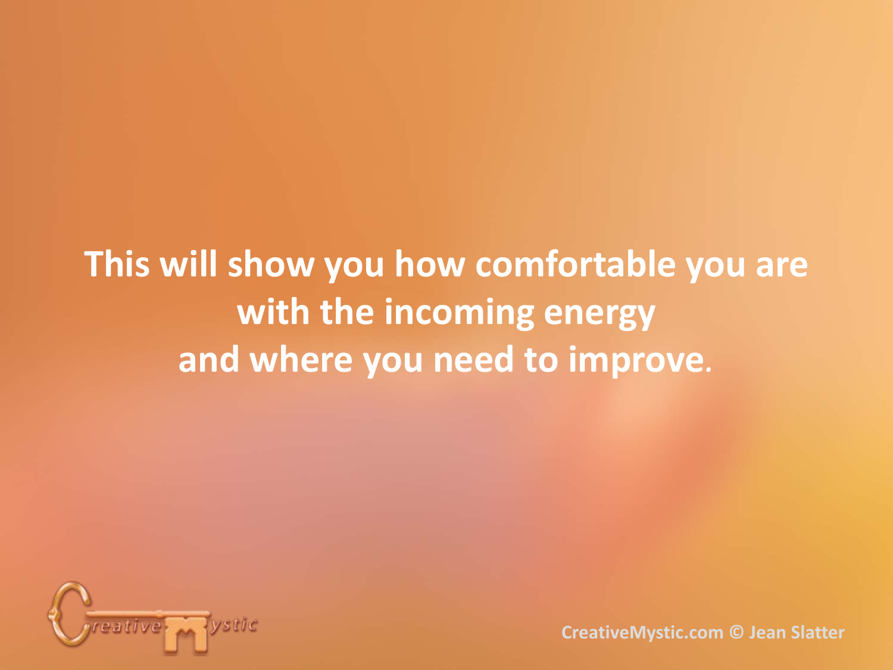**This will show you how comfortable you are with the incoming energy and where you need to improve.**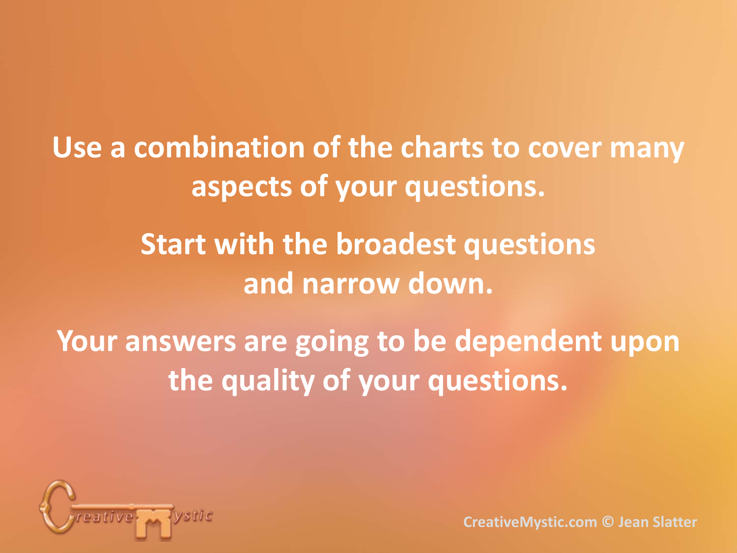**Use a combination of the charts to cover many aspects of your questions.**

**Start with the broadest questions and narrow down.**

**Your answers are going to be dependent upon the quality of your questions.**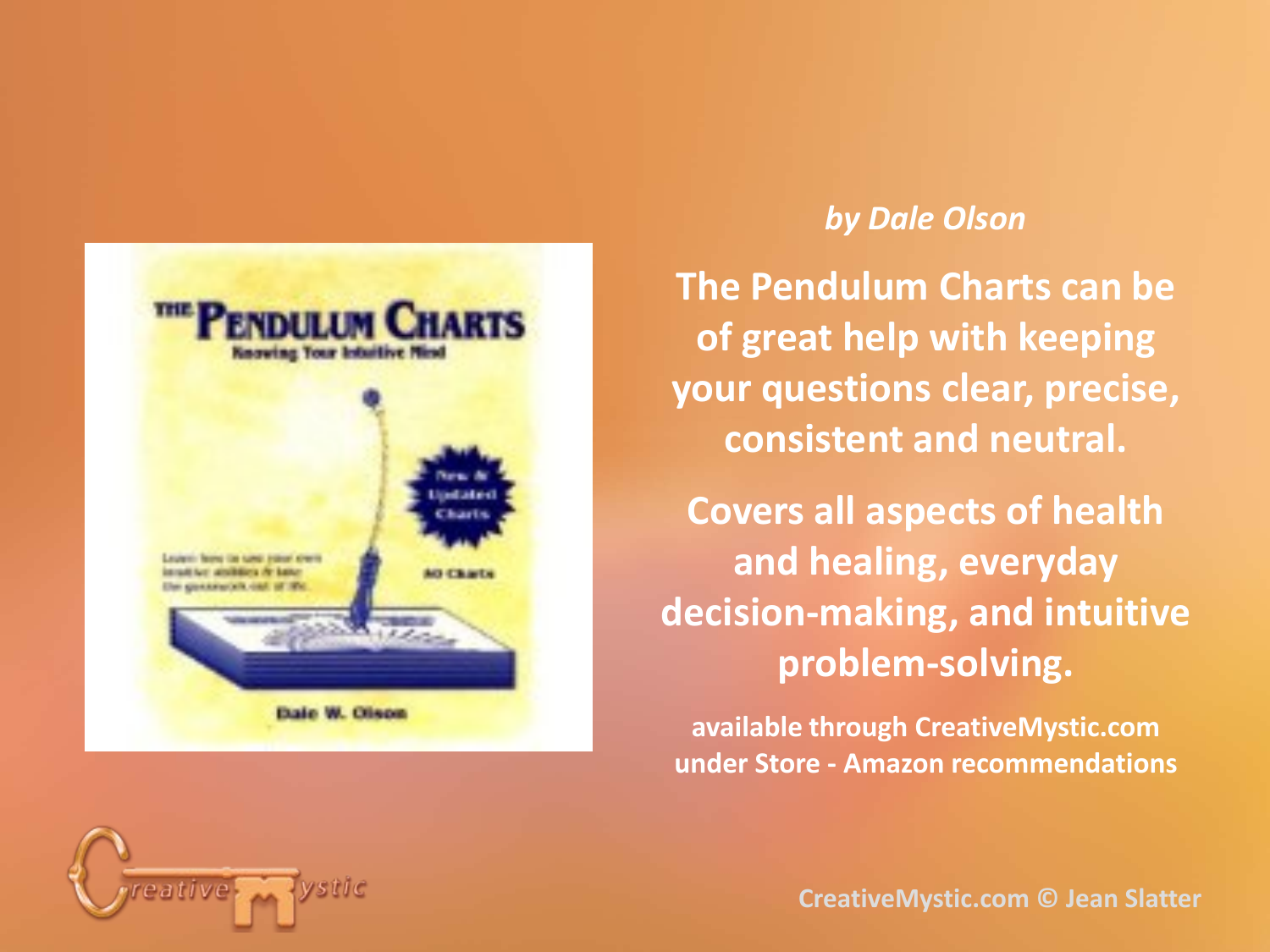*by Dale Olson*

**The Pendulum Charts can be of great help with keeping your questions clear, precise, consistent and neutral.**

**Covers all aspects of health and healing, everyday decision-making, and intuitive problem-solving.**

**available through CreativeMystic.com under Store - Amazon recommendations**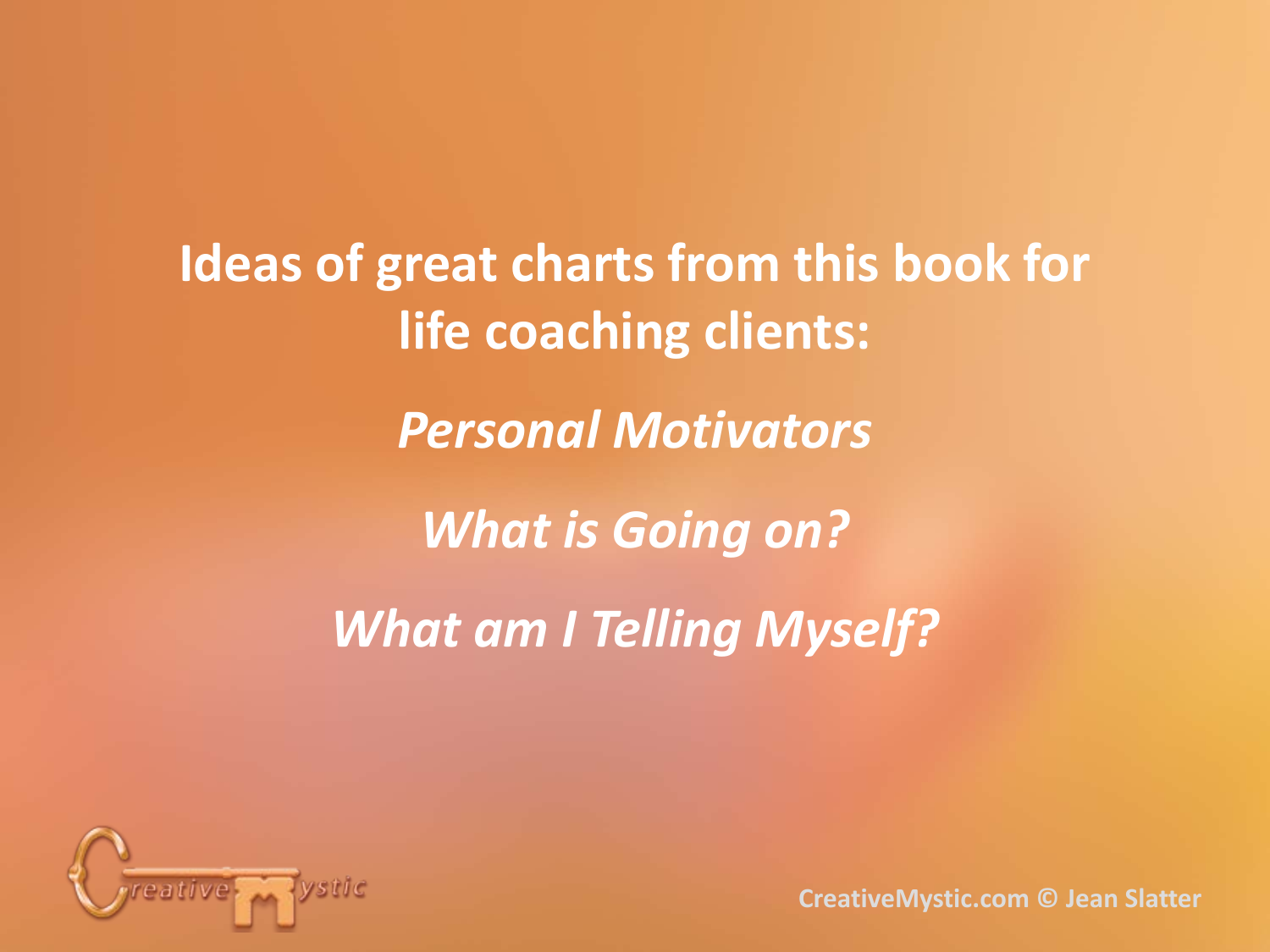**Ideas of great charts from this book for life coaching clients:**

***Personal Motivators***

***What is Going on?***

***What am I Telling Myself?***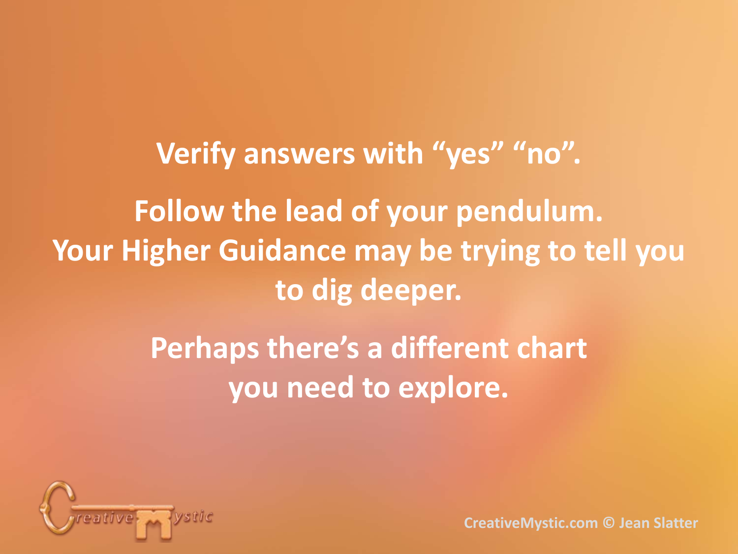Verify answers with "yes" "no".

Follow the lead of your pendulum.
Your Higher Guidance may be trying to tell you to dig deeper.

Perhaps there's a different chart you need to explore.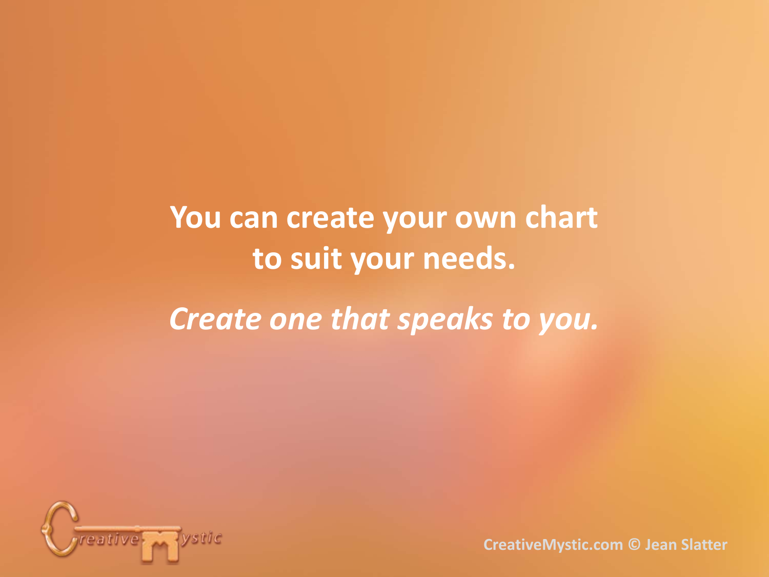**You can create your own chart to suit your needs.**

***Create one that speaks to you.***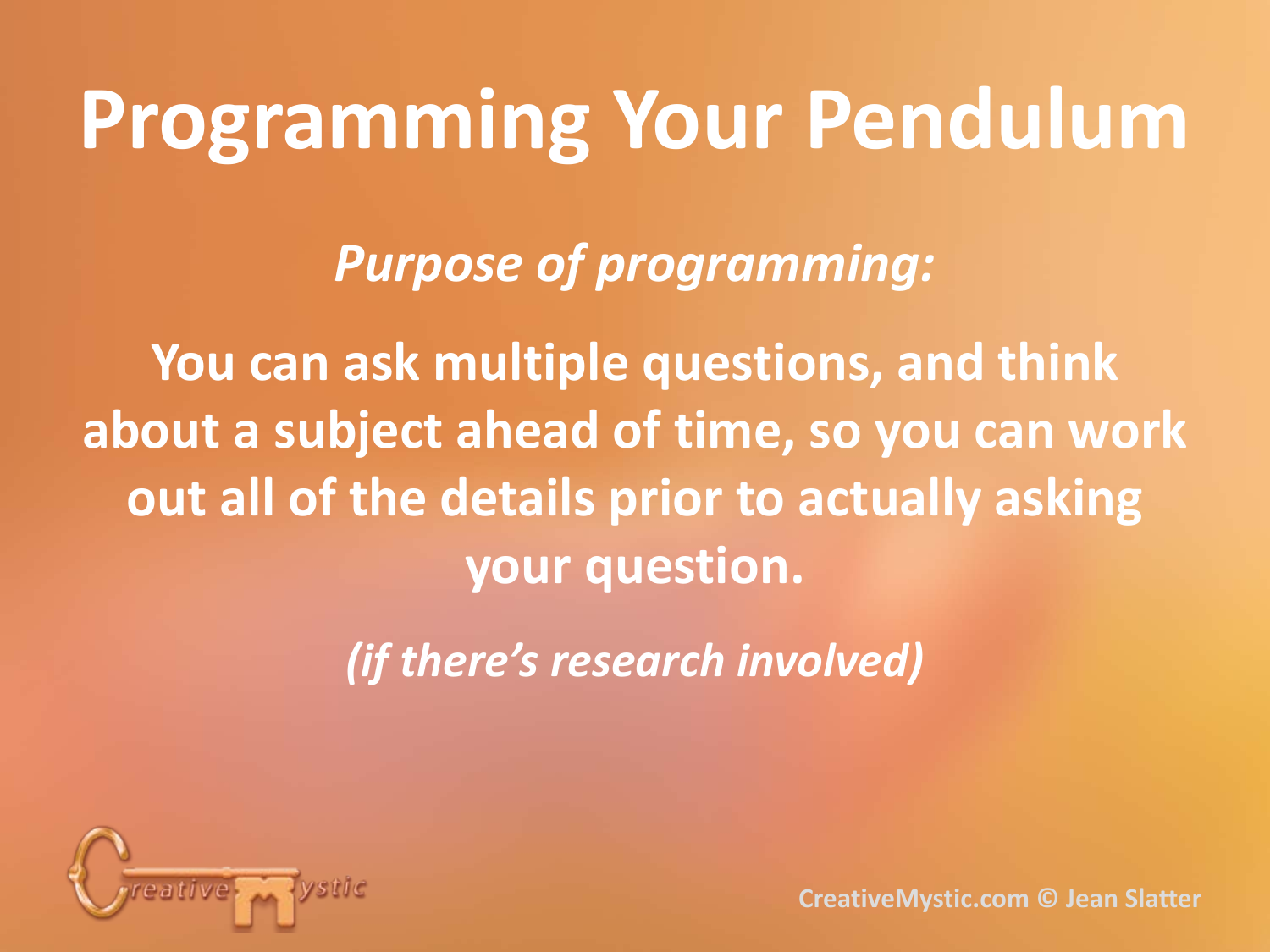# Programming Your Pendulum

*Purpose of programming:*

**You can ask multiple questions, and think about a subject ahead of time, so you can work out all of the details prior to actually asking your question.**

***(if there's research involved)***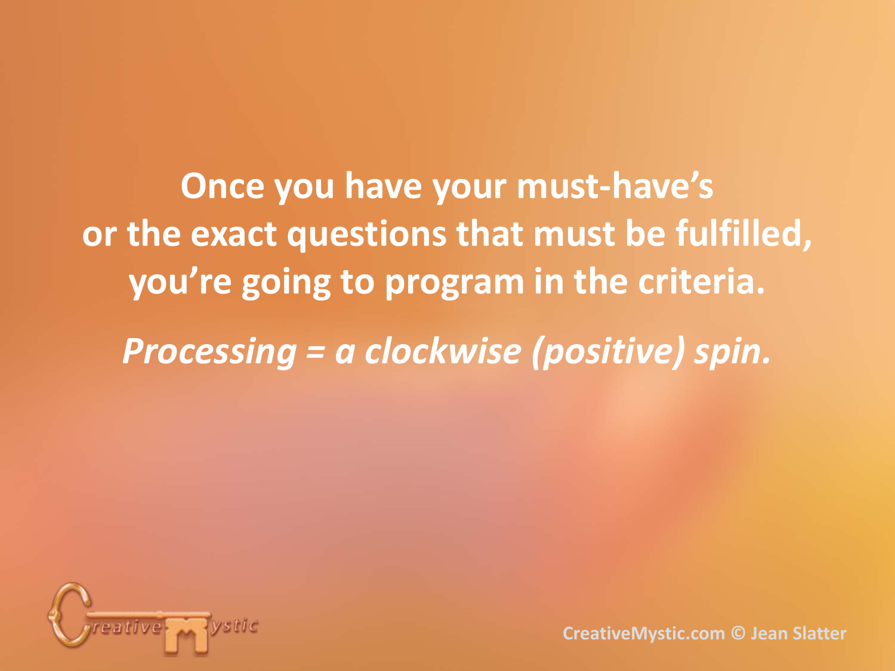**Once you have your must-have's or the exact questions that must be fulfilled, you're going to program in the criteria.**

***Processing = a clockwise (positive) spin.***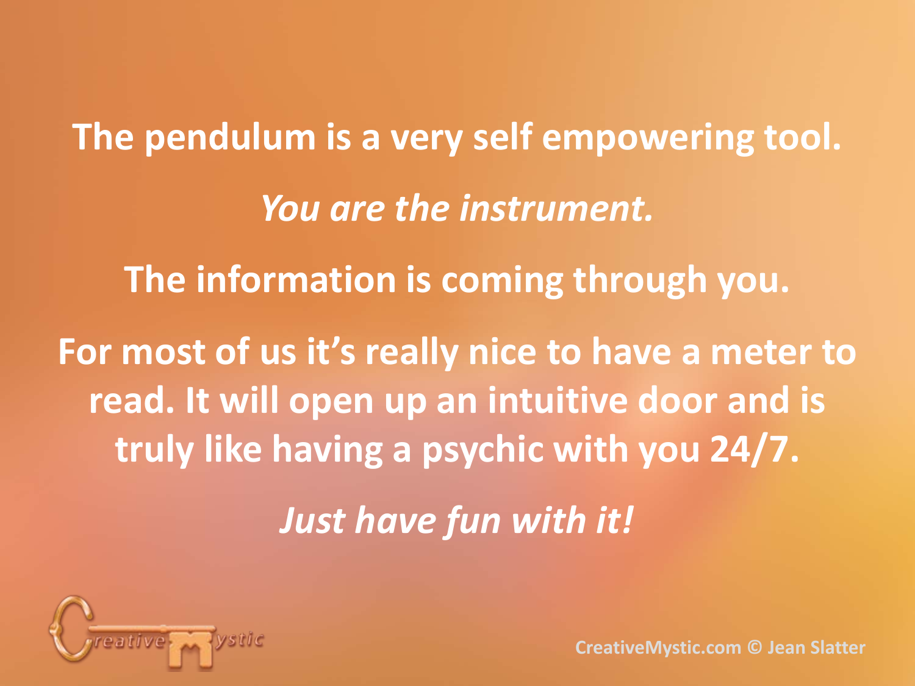**The pendulum is a very self empowering tool.**

***You are the instrument.***

**The information is coming through you.**

**For most of us it's really nice to have a meter to read. It will open up an intuitive door and is truly like having a psychic with you 24/7.**

***Just have fun with it!***

CreativeMystic.com © Jean Slatter